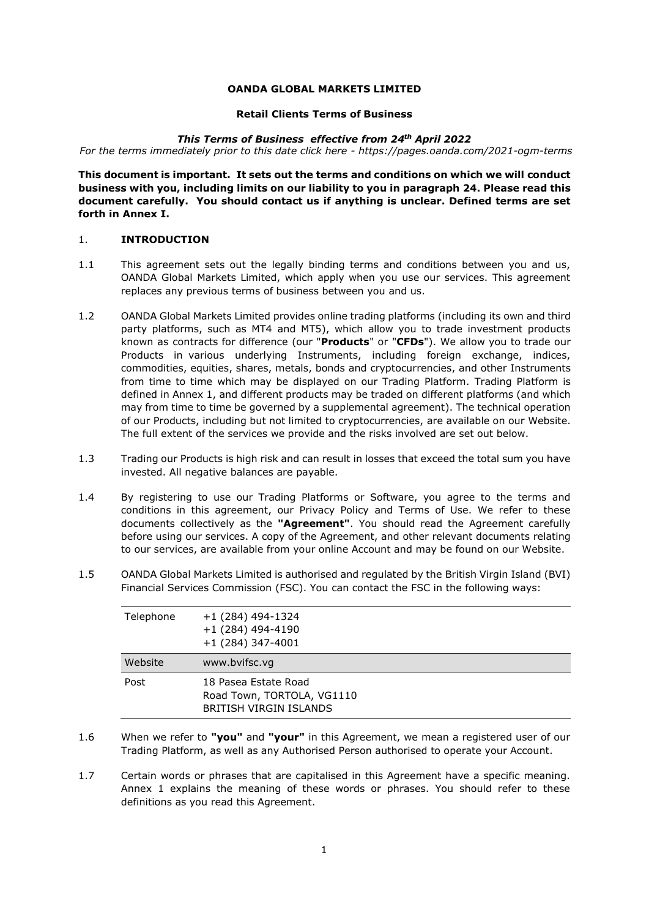# OANDA GLOBAL MARKETS LIMITED

## Retail Clients Terms of Business

***This Terms of Business effective from 24th April 2022***

*For the terms immediately prior to this date click here - https://pages.oanda.com/2021-ogm-terms*

**This document is important. It sets out the terms and conditions on which we will conduct business with you, including limits on our liability to you in paragraph 24. Please read this document carefully. You should contact us if anything is unclear. Defined terms are set forth in Annex I.**

## 1. INTRODUCTION

1.1 This agreement sets out the legally binding terms and conditions between you and us, OANDA Global Markets Limited, which apply when you use our services. This agreement replaces any previous terms of business between you and us.

1.2 OANDA Global Markets Limited provides online trading platforms (including its own and third party platforms, such as MT4 and MT5), which allow you to trade investment products known as contracts for difference (our "**Products**" or "**CFDs**"). We allow you to trade our Products in various underlying Instruments, including foreign exchange, indices, commodities, equities, shares, metals, bonds and cryptocurrencies, and other Instruments from time to time which may be displayed on our Trading Platform. Trading Platform is defined in Annex 1, and different products may be traded on different platforms (and which may from time to time be governed by a supplemental agreement). The technical operation of our Products, including but not limited to cryptocurrencies, are available on our Website. The full extent of the services we provide and the risks involved are set out below.

1.3 Trading our Products is high risk and can result in losses that exceed the total sum you have invested. All negative balances are payable.

1.4 By registering to use our Trading Platforms or Software, you agree to the terms and conditions in this agreement, our Privacy Policy and Terms of Use. We refer to these documents collectively as the **"Agreement"**. You should read the Agreement carefully before using our services. A copy of the Agreement, and other relevant documents relating to our services, are available from your online Account and may be found on our Website.

1.5 OANDA Global Markets Limited is authorised and regulated by the British Virgin Island (BVI) Financial Services Commission (FSC). You can contact the FSC in the following ways:

| | |
|---|---|
| Telephone | +1 (284) 494-1324<br>+1 (284) 494-4190<br>+1 (284) 347-4001 |
| Website | www.bvifsc.vg |
| Post | 18 Pasea Estate Road<br>Road Town, TORTOLA, VG1110<br>BRITISH VIRGIN ISLANDS |

1.6 When we refer to **"you"** and **"your"** in this Agreement, we mean a registered user of our Trading Platform, as well as any Authorised Person authorised to operate your Account.

1.7 Certain words or phrases that are capitalised in this Agreement have a specific meaning. Annex 1 explains the meaning of these words or phrases. You should refer to these definitions as you read this Agreement.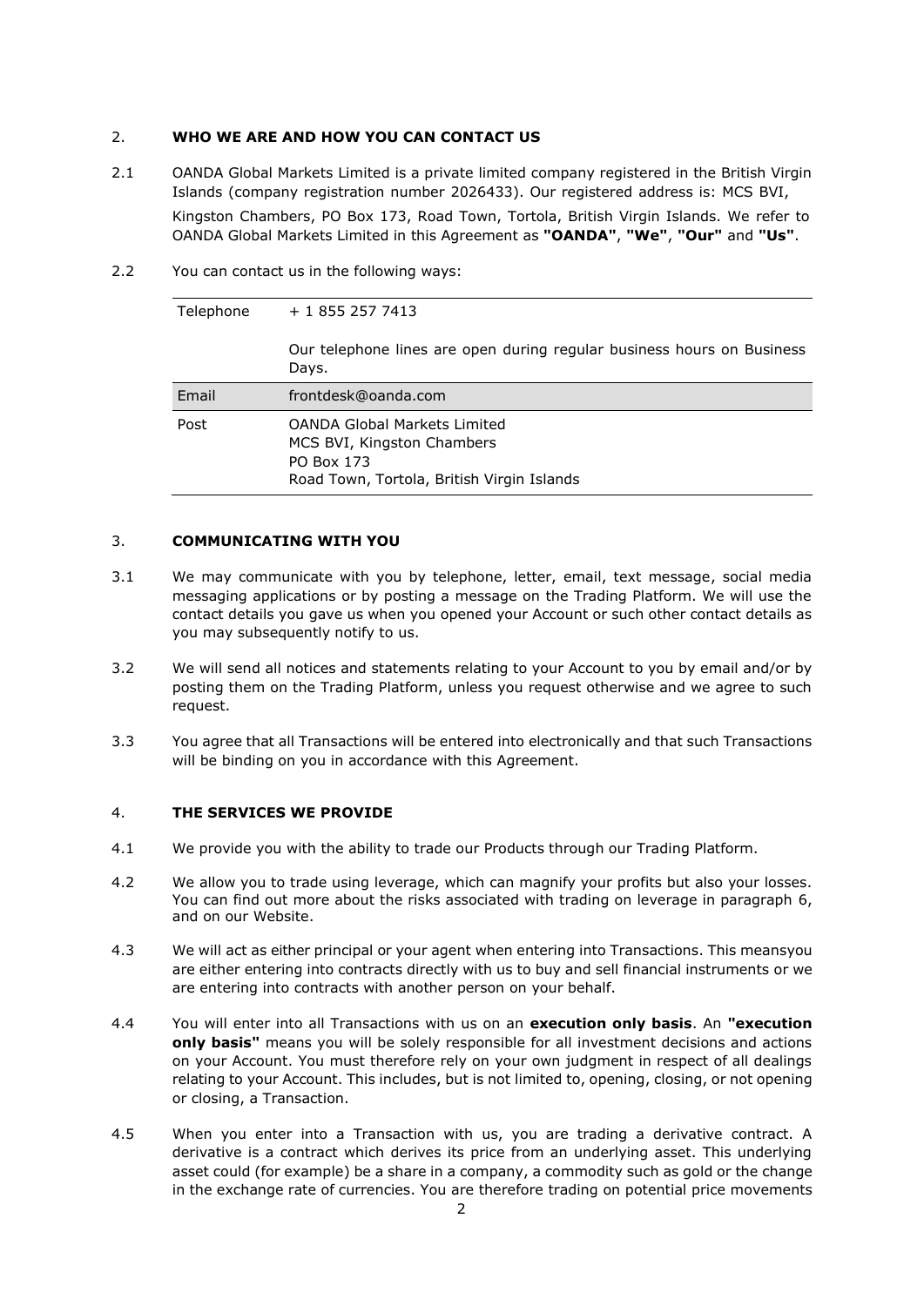## 2. WHO WE ARE AND HOW YOU CAN CONTACT US

2.1 OANDA Global Markets Limited is a private limited company registered in the British Virgin Islands (company registration number 2026433). Our registered address is: MCS BVI, Kingston Chambers, PO Box 173, Road Town, Tortola, British Virgin Islands. We refer to OANDA Global Markets Limited in this Agreement as **"OANDA"**, **"We"**, **"Our"** and **"Us"**.

2.2 You can contact us in the following ways:

| | |
|---|---|
| Telephone | + 1 855 257 7413<br><br>Our telephone lines are open during regular business hours on Business Days. |
| Email | frontdesk@oanda.com |
| Post | OANDA Global Markets Limited<br>MCS BVI, Kingston Chambers<br>PO Box 173<br>Road Town, Tortola, British Virgin Islands |

## 3. COMMUNICATING WITH YOU

3.1 We may communicate with you by telephone, letter, email, text message, social media messaging applications or by posting a message on the Trading Platform. We will use the contact details you gave us when you opened your Account or such other contact details as you may subsequently notify to us.

3.2 We will send all notices and statements relating to your Account to you by email and/or by posting them on the Trading Platform, unless you request otherwise and we agree to such request.

3.3 You agree that all Transactions will be entered into electronically and that such Transactions will be binding on you in accordance with this Agreement.

## 4. THE SERVICES WE PROVIDE

4.1 We provide you with the ability to trade our Products through our Trading Platform.

4.2 We allow you to trade using leverage, which can magnify your profits but also your losses. You can find out more about the risks associated with trading on leverage in paragraph 6, and on our Website.

4.3 We will act as either principal or your agent when entering into Transactions. This meansyou are either entering into contracts directly with us to buy and sell financial instruments or we are entering into contracts with another person on your behalf.

4.4 You will enter into all Transactions with us on an **execution only basis**. An **"execution only basis"** means you will be solely responsible for all investment decisions and actions on your Account. You must therefore rely on your own judgment in respect of all dealings relating to your Account. This includes, but is not limited to, opening, closing, or not opening or closing, a Transaction.

4.5 When you enter into a Transaction with us, you are trading a derivative contract. A derivative is a contract which derives its price from an underlying asset. This underlying asset could (for example) be a share in a company, a commodity such as gold or the change in the exchange rate of currencies. You are therefore trading on potential price movements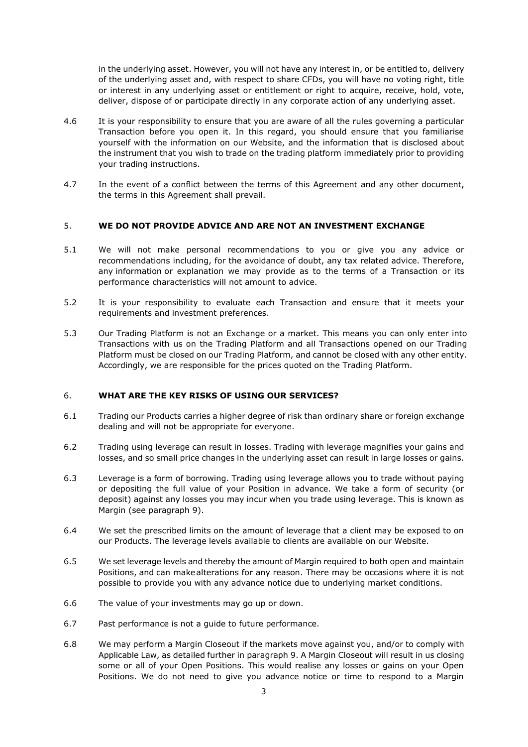in the underlying asset. However, you will not have any interest in, or be entitled to, delivery of the underlying asset and, with respect to share CFDs, you will have no voting right, title or interest in any underlying asset or entitlement or right to acquire, receive, hold, vote, deliver, dispose of or participate directly in any corporate action of any underlying asset.

4.6 It is your responsibility to ensure that you are aware of all the rules governing a particular Transaction before you open it. In this regard, you should ensure that you familiarise yourself with the information on our Website, and the information that is disclosed about the instrument that you wish to trade on the trading platform immediately prior to providing your trading instructions.

4.7 In the event of a conflict between the terms of this Agreement and any other document, the terms in this Agreement shall prevail.

## 5. WE DO NOT PROVIDE ADVICE AND ARE NOT AN INVESTMENT EXCHANGE

5.1 We will not make personal recommendations to you or give you any advice or recommendations including, for the avoidance of doubt, any tax related advice. Therefore, any information or explanation we may provide as to the terms of a Transaction or its performance characteristics will not amount to advice.

5.2 It is your responsibility to evaluate each Transaction and ensure that it meets your requirements and investment preferences.

5.3 Our Trading Platform is not an Exchange or a market. This means you can only enter into Transactions with us on the Trading Platform and all Transactions opened on our Trading Platform must be closed on our Trading Platform, and cannot be closed with any other entity. Accordingly, we are responsible for the prices quoted on the Trading Platform.

## 6. WHAT ARE THE KEY RISKS OF USING OUR SERVICES?

6.1 Trading our Products carries a higher degree of risk than ordinary share or foreign exchange dealing and will not be appropriate for everyone.

6.2 Trading using leverage can result in losses. Trading with leverage magnifies your gains and losses, and so small price changes in the underlying asset can result in large losses or gains.

6.3 Leverage is a form of borrowing. Trading using leverage allows you to trade without paying or depositing the full value of your Position in advance. We take a form of security (or deposit) against any losses you may incur when you trade using leverage. This is known as Margin (see paragraph 9).

6.4 We set the prescribed limits on the amount of leverage that a client may be exposed to on our Products. The leverage levels available to clients are available on our Website.

6.5 We set leverage levels and thereby the amount of Margin required to both open and maintain Positions, and can make alterations for any reason. There may be occasions where it is not possible to provide you with any advance notice due to underlying market conditions.

6.6 The value of your investments may go up or down.

6.7 Past performance is not a guide to future performance.

6.8 We may perform a Margin Closeout if the markets move against you, and/or to comply with Applicable Law, as detailed further in paragraph 9. A Margin Closeout will result in us closing some or all of your Open Positions. This would realise any losses or gains on your Open Positions. We do not need to give you advance notice or time to respond to a Margin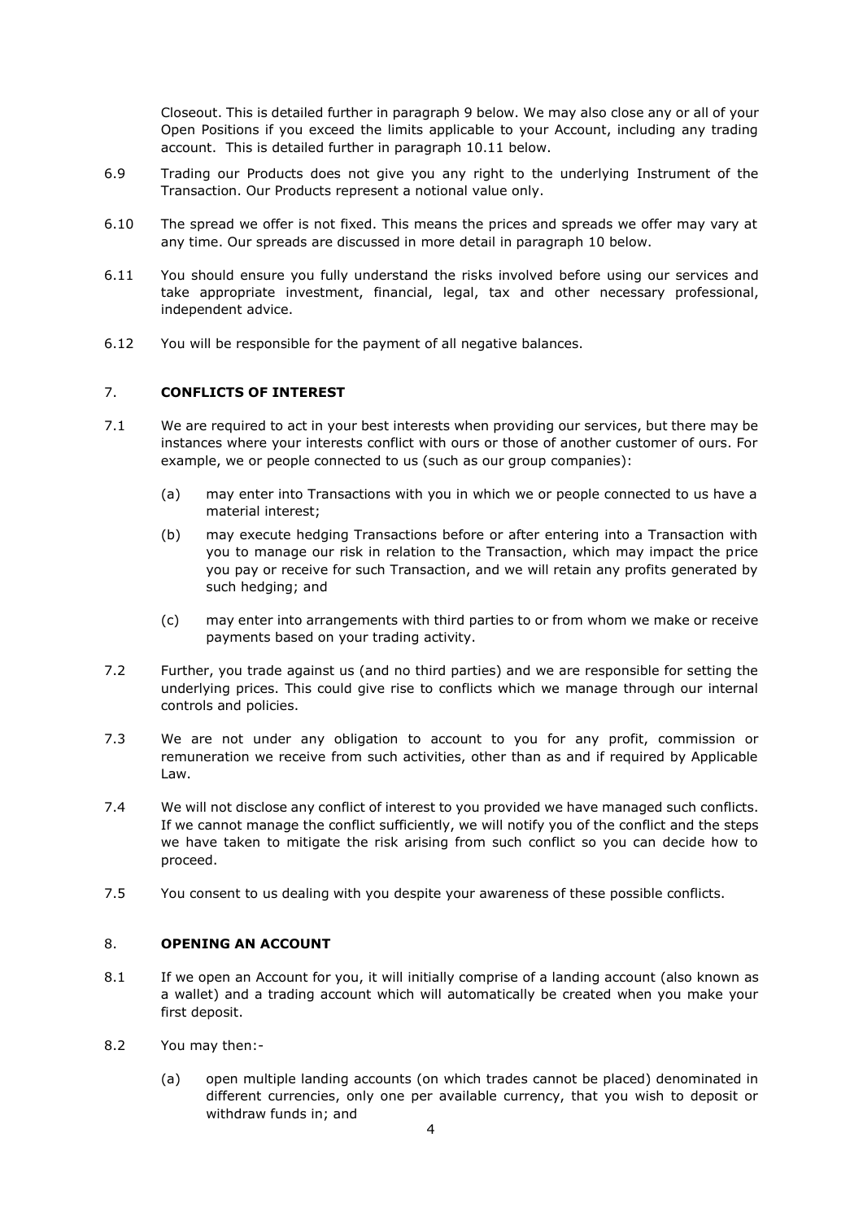Closeout. This is detailed further in paragraph 9 below. We may also close any or all of your Open Positions if you exceed the limits applicable to your Account, including any trading account. This is detailed further in paragraph 10.11 below.

6.9 Trading our Products does not give you any right to the underlying Instrument of the Transaction. Our Products represent a notional value only.

6.10 The spread we offer is not fixed. This means the prices and spreads we offer may vary at any time. Our spreads are discussed in more detail in paragraph 10 below.

6.11 You should ensure you fully understand the risks involved before using our services and take appropriate investment, financial, legal, tax and other necessary professional, independent advice.

6.12 You will be responsible for the payment of all negative balances.

## 7. **CONFLICTS OF INTEREST**

7.1 We are required to act in your best interests when providing our services, but there may be instances where your interests conflict with ours or those of another customer of ours. For example, we or people connected to us (such as our group companies):

(a) may enter into Transactions with you in which we or people connected to us have a material interest;

(b) may execute hedging Transactions before or after entering into a Transaction with you to manage our risk in relation to the Transaction, which may impact the price you pay or receive for such Transaction, and we will retain any profits generated by such hedging; and

(c) may enter into arrangements with third parties to or from whom we make or receive payments based on your trading activity.

7.2 Further, you trade against us (and no third parties) and we are responsible for setting the underlying prices. This could give rise to conflicts which we manage through our internal controls and policies.

7.3 We are not under any obligation to account to you for any profit, commission or remuneration we receive from such activities, other than as and if required by Applicable Law.

7.4 We will not disclose any conflict of interest to you provided we have managed such conflicts. If we cannot manage the conflict sufficiently, we will notify you of the conflict and the steps we have taken to mitigate the risk arising from such conflict so you can decide how to proceed.

7.5 You consent to us dealing with you despite your awareness of these possible conflicts.

## 8. **OPENING AN ACCOUNT**

8.1 If we open an Account for you, it will initially comprise of a landing account (also known as a wallet) and a trading account which will automatically be created when you make your first deposit.

8.2 You may then:-

(a) open multiple landing accounts (on which trades cannot be placed) denominated in different currencies, only one per available currency, that you wish to deposit or withdraw funds in; and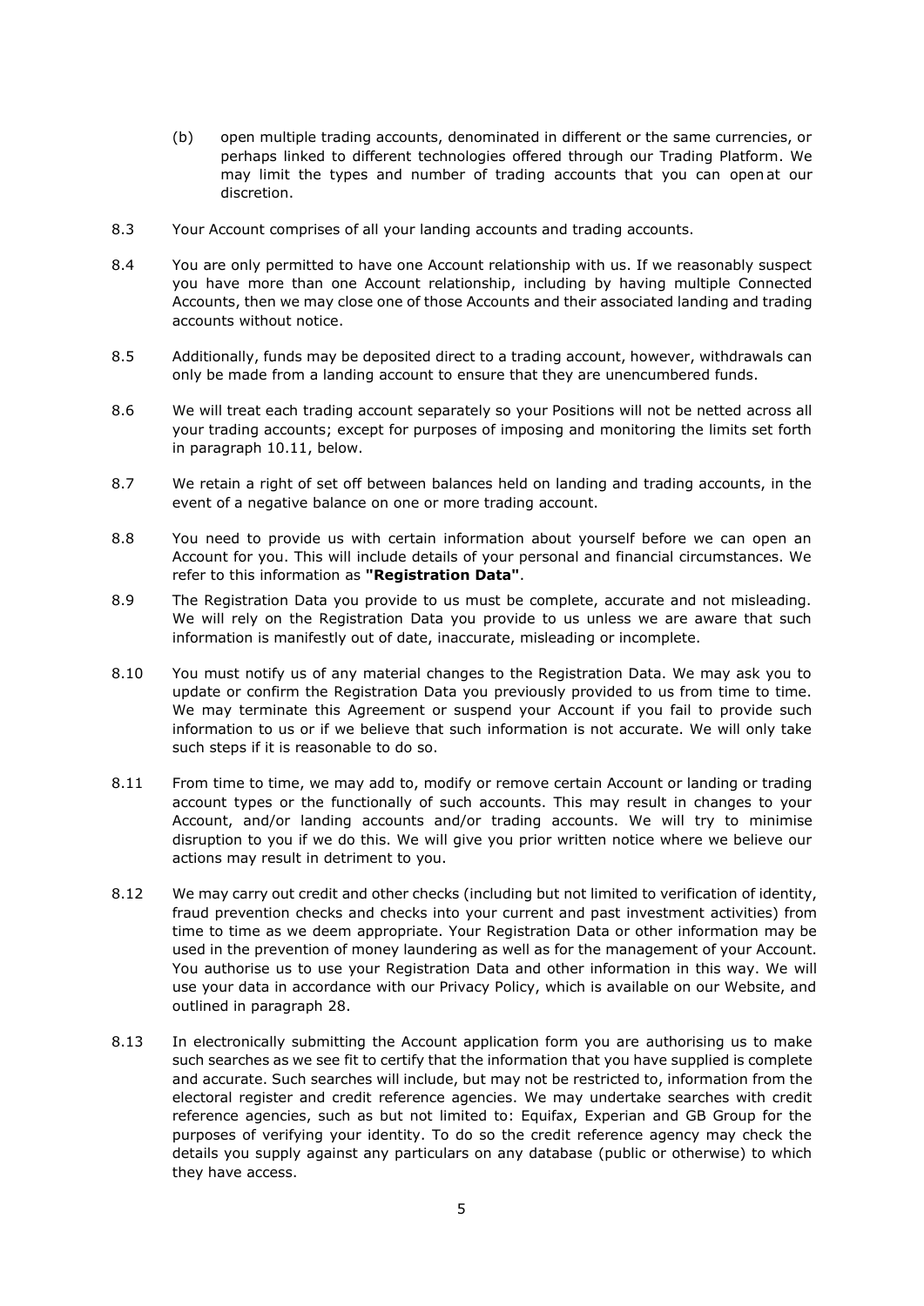(b) open multiple trading accounts, denominated in different or the same currencies, or perhaps linked to different technologies offered through our Trading Platform. We may limit the types and number of trading accounts that you can open at our discretion.

8.3 Your Account comprises of all your landing accounts and trading accounts.

8.4 You are only permitted to have one Account relationship with us. If we reasonably suspect you have more than one Account relationship, including by having multiple Connected Accounts, then we may close one of those Accounts and their associated landing and trading accounts without notice.

8.5 Additionally, funds may be deposited direct to a trading account, however, withdrawals can only be made from a landing account to ensure that they are unencumbered funds.

8.6 We will treat each trading account separately so your Positions will not be netted across all your trading accounts; except for purposes of imposing and monitoring the limits set forth in paragraph 10.11, below.

8.7 We retain a right of set off between balances held on landing and trading accounts, in the event of a negative balance on one or more trading account.

8.8 You need to provide us with certain information about yourself before we can open an Account for you. This will include details of your personal and financial circumstances. We refer to this information as **"Registration Data"**.

8.9 The Registration Data you provide to us must be complete, accurate and not misleading. We will rely on the Registration Data you provide to us unless we are aware that such information is manifestly out of date, inaccurate, misleading or incomplete.

8.10 You must notify us of any material changes to the Registration Data. We may ask you to update or confirm the Registration Data you previously provided to us from time to time. We may terminate this Agreement or suspend your Account if you fail to provide such information to us or if we believe that such information is not accurate. We will only take such steps if it is reasonable to do so.

8.11 From time to time, we may add to, modify or remove certain Account or landing or trading account types or the functionally of such accounts. This may result in changes to your Account, and/or landing accounts and/or trading accounts. We will try to minimise disruption to you if we do this. We will give you prior written notice where we believe our actions may result in detriment to you.

8.12 We may carry out credit and other checks (including but not limited to verification of identity, fraud prevention checks and checks into your current and past investment activities) from time to time as we deem appropriate. Your Registration Data or other information may be used in the prevention of money laundering as well as for the management of your Account. You authorise us to use your Registration Data and other information in this way. We will use your data in accordance with our Privacy Policy, which is available on our Website, and outlined in paragraph 28.

8.13 In electronically submitting the Account application form you are authorising us to make such searches as we see fit to certify that the information that you have supplied is complete and accurate. Such searches will include, but may not be restricted to, information from the electoral register and credit reference agencies. We may undertake searches with credit reference agencies, such as but not limited to: Equifax, Experian and GB Group for the purposes of verifying your identity. To do so the credit reference agency may check the details you supply against any particulars on any database (public or otherwise) to which they have access.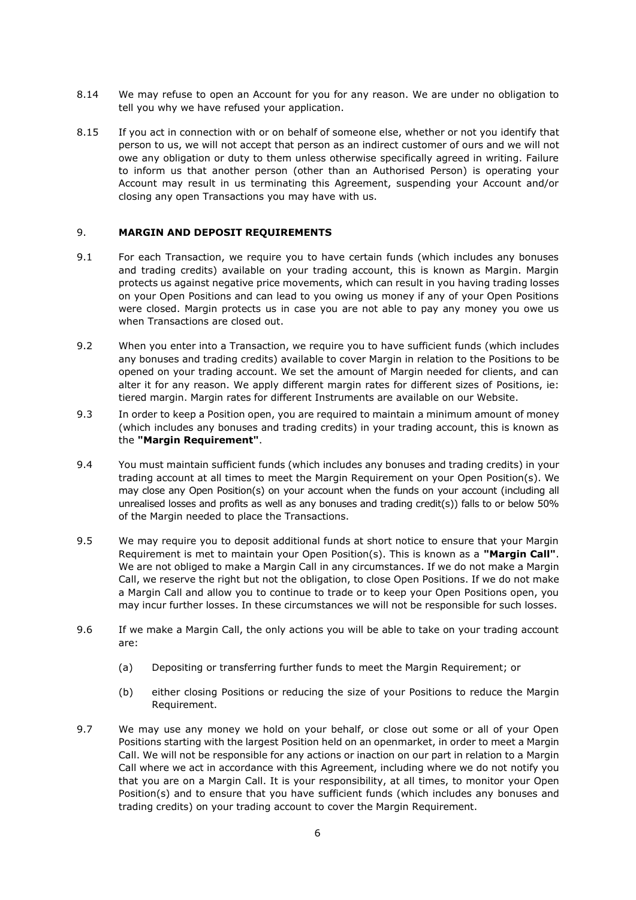8.14 We may refuse to open an Account for you for any reason. We are under no obligation to tell you why we have refused your application.

8.15 If you act in connection with or on behalf of someone else, whether or not you identify that person to us, we will not accept that person as an indirect customer of ours and we will not owe any obligation or duty to them unless otherwise specifically agreed in writing. Failure to inform us that another person (other than an Authorised Person) is operating your Account may result in us terminating this Agreement, suspending your Account and/or closing any open Transactions you may have with us.

## 9. MARGIN AND DEPOSIT REQUIREMENTS

9.1 For each Transaction, we require you to have certain funds (which includes any bonuses and trading credits) available on your trading account, this is known as Margin. Margin protects us against negative price movements, which can result in you having trading losses on your Open Positions and can lead to you owing us money if any of your Open Positions were closed. Margin protects us in case you are not able to pay any money you owe us when Transactions are closed out.

9.2 When you enter into a Transaction, we require you to have sufficient funds (which includes any bonuses and trading credits) available to cover Margin in relation to the Positions to be opened on your trading account. We set the amount of Margin needed for clients, and can alter it for any reason. We apply different margin rates for different sizes of Positions, ie: tiered margin. Margin rates for different Instruments are available on our Website.

9.3 In order to keep a Position open, you are required to maintain a minimum amount of money (which includes any bonuses and trading credits) in your trading account, this is known as the **"Margin Requirement"**.

9.4 You must maintain sufficient funds (which includes any bonuses and trading credits) in your trading account at all times to meet the Margin Requirement on your Open Position(s). We may close any Open Position(s) on your account when the funds on your account (including all unrealised losses and profits as well as any bonuses and trading credit(s)) falls to or below 50% of the Margin needed to place the Transactions.

9.5 We may require you to deposit additional funds at short notice to ensure that your Margin Requirement is met to maintain your Open Position(s). This is known as a **"Margin Call"**. We are not obliged to make a Margin Call in any circumstances. If we do not make a Margin Call, we reserve the right but not the obligation, to close Open Positions. If we do not make a Margin Call and allow you to continue to trade or to keep your Open Positions open, you may incur further losses. In these circumstances we will not be responsible for such losses.

9.6 If we make a Margin Call, the only actions you will be able to take on your trading account are:

(a) Depositing or transferring further funds to meet the Margin Requirement; or

(b) either closing Positions or reducing the size of your Positions to reduce the Margin Requirement.

9.7 We may use any money we hold on your behalf, or close out some or all of your Open Positions starting with the largest Position held on an openmarket, in order to meet a Margin Call. We will not be responsible for any actions or inaction on our part in relation to a Margin Call where we act in accordance with this Agreement, including where we do not notify you that you are on a Margin Call. It is your responsibility, at all times, to monitor your Open Position(s) and to ensure that you have sufficient funds (which includes any bonuses and trading credits) on your trading account to cover the Margin Requirement.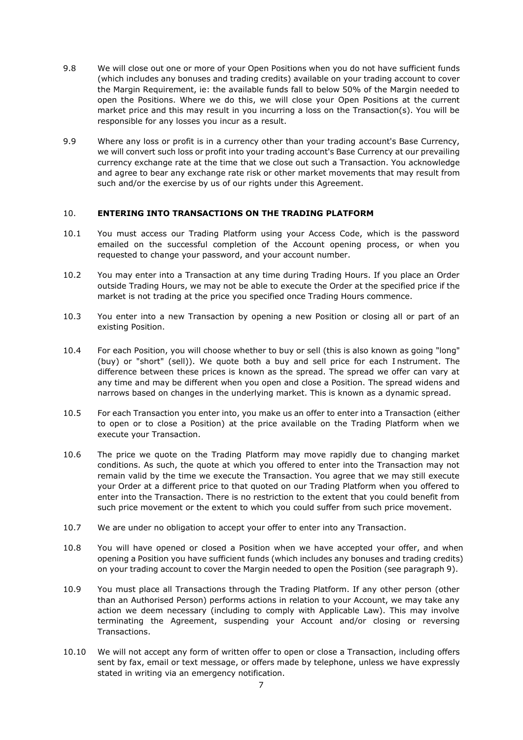9.8 We will close out one or more of your Open Positions when you do not have sufficient funds (which includes any bonuses and trading credits) available on your trading account to cover the Margin Requirement, ie: the available funds fall to below 50% of the Margin needed to open the Positions. Where we do this, we will close your Open Positions at the current market price and this may result in you incurring a loss on the Transaction(s). You will be responsible for any losses you incur as a result.

9.9 Where any loss or profit is in a currency other than your trading account's Base Currency, we will convert such loss or profit into your trading account's Base Currency at our prevailing currency exchange rate at the time that we close out such a Transaction. You acknowledge and agree to bear any exchange rate risk or other market movements that may result from such and/or the exercise by us of our rights under this Agreement.

## 10. ENTERING INTO TRANSACTIONS ON THE TRADING PLATFORM

10.1 You must access our Trading Platform using your Access Code, which is the password emailed on the successful completion of the Account opening process, or when you requested to change your password, and your account number.

10.2 You may enter into a Transaction at any time during Trading Hours. If you place an Order outside Trading Hours, we may not be able to execute the Order at the specified price if the market is not trading at the price you specified once Trading Hours commence.

10.3 You enter into a new Transaction by opening a new Position or closing all or part of an existing Position.

10.4 For each Position, you will choose whether to buy or sell (this is also known as going "long" (buy) or "short" (sell)). We quote both a buy and sell price for each Instrument. The difference between these prices is known as the spread. The spread we offer can vary at any time and may be different when you open and close a Position. The spread widens and narrows based on changes in the underlying market. This is known as a dynamic spread.

10.5 For each Transaction you enter into, you make us an offer to enter into a Transaction (either to open or to close a Position) at the price available on the Trading Platform when we execute your Transaction.

10.6 The price we quote on the Trading Platform may move rapidly due to changing market conditions. As such, the quote at which you offered to enter into the Transaction may not remain valid by the time we execute the Transaction. You agree that we may still execute your Order at a different price to that quoted on our Trading Platform when you offered to enter into the Transaction. There is no restriction to the extent that you could benefit from such price movement or the extent to which you could suffer from such price movement.

10.7 We are under no obligation to accept your offer to enter into any Transaction.

10.8 You will have opened or closed a Position when we have accepted your offer, and when opening a Position you have sufficient funds (which includes any bonuses and trading credits) on your trading account to cover the Margin needed to open the Position (see paragraph 9).

10.9 You must place all Transactions through the Trading Platform. If any other person (other than an Authorised Person) performs actions in relation to your Account, we may take any action we deem necessary (including to comply with Applicable Law). This may involve terminating the Agreement, suspending your Account and/or closing or reversing Transactions.

10.10 We will not accept any form of written offer to open or close a Transaction, including offers sent by fax, email or text message, or offers made by telephone, unless we have expressly stated in writing via an emergency notification.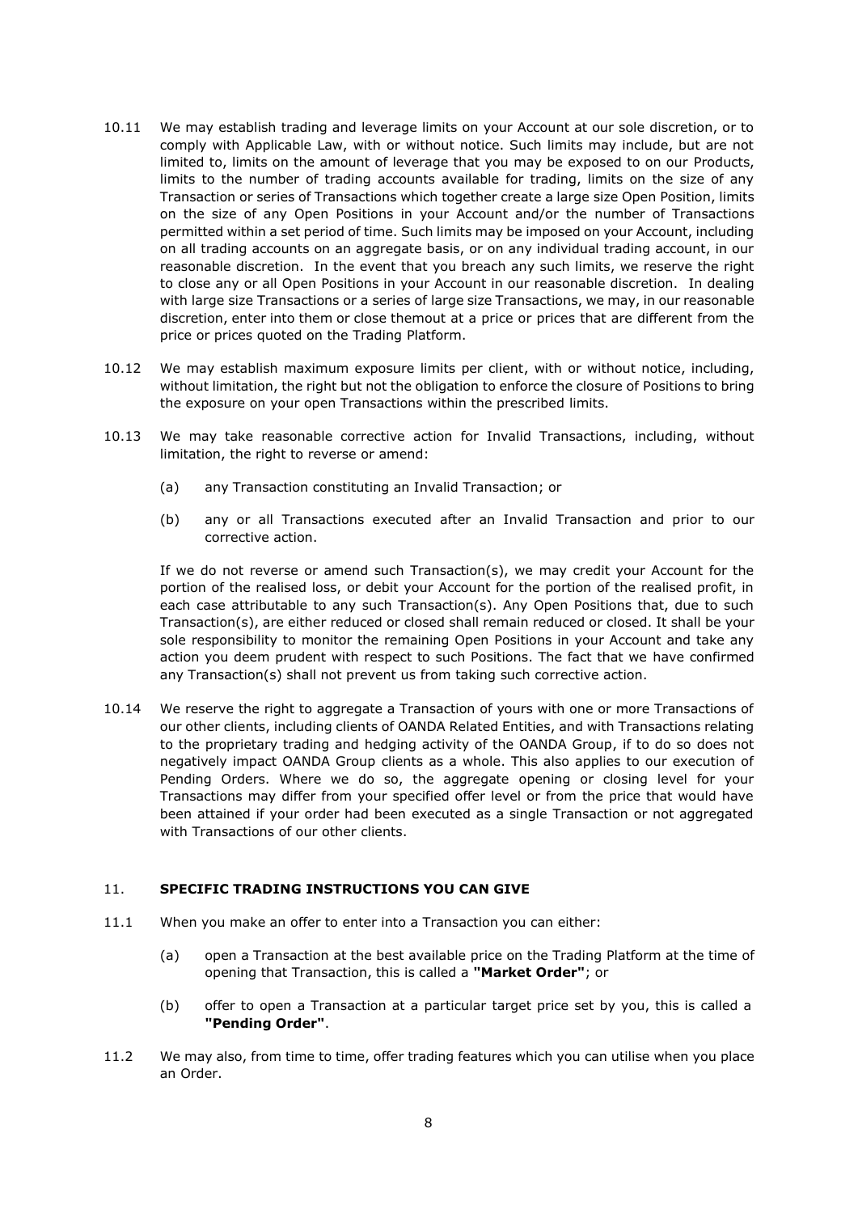10.11 We may establish trading and leverage limits on your Account at our sole discretion, or to comply with Applicable Law, with or without notice. Such limits may include, but are not limited to, limits on the amount of leverage that you may be exposed to on our Products, limits to the number of trading accounts available for trading, limits on the size of any Transaction or series of Transactions which together create a large size Open Position, limits on the size of any Open Positions in your Account and/or the number of Transactions permitted within a set period of time. Such limits may be imposed on your Account, including on all trading accounts on an aggregate basis, or on any individual trading account, in our reasonable discretion. In the event that you breach any such limits, we reserve the right to close any or all Open Positions in your Account in our reasonable discretion. In dealing with large size Transactions or a series of large size Transactions, we may, in our reasonable discretion, enter into them or close themout at a price or prices that are different from the price or prices quoted on the Trading Platform.

10.12 We may establish maximum exposure limits per client, with or without notice, including, without limitation, the right but not the obligation to enforce the closure of Positions to bring the exposure on your open Transactions within the prescribed limits.

10.13 We may take reasonable corrective action for Invalid Transactions, including, without limitation, the right to reverse or amend:

(a) any Transaction constituting an Invalid Transaction; or

(b) any or all Transactions executed after an Invalid Transaction and prior to our corrective action.

If we do not reverse or amend such Transaction(s), we may credit your Account for the portion of the realised loss, or debit your Account for the portion of the realised profit, in each case attributable to any such Transaction(s). Any Open Positions that, due to such Transaction(s), are either reduced or closed shall remain reduced or closed. It shall be your sole responsibility to monitor the remaining Open Positions in your Account and take any action you deem prudent with respect to such Positions. The fact that we have confirmed any Transaction(s) shall not prevent us from taking such corrective action.

10.14 We reserve the right to aggregate a Transaction of yours with one or more Transactions of our other clients, including clients of OANDA Related Entities, and with Transactions relating to the proprietary trading and hedging activity of the OANDA Group, if to do so does not negatively impact OANDA Group clients as a whole. This also applies to our execution of Pending Orders. Where we do so, the aggregate opening or closing level for your Transactions may differ from your specified offer level or from the price that would have been attained if your order had been executed as a single Transaction or not aggregated with Transactions of our other clients.

## 11. SPECIFIC TRADING INSTRUCTIONS YOU CAN GIVE

11.1 When you make an offer to enter into a Transaction you can either:

(a) open a Transaction at the best available price on the Trading Platform at the time of opening that Transaction, this is called a **"Market Order"**; or

(b) offer to open a Transaction at a particular target price set by you, this is called a **"Pending Order"**.

11.2 We may also, from time to time, offer trading features which you can utilise when you place an Order.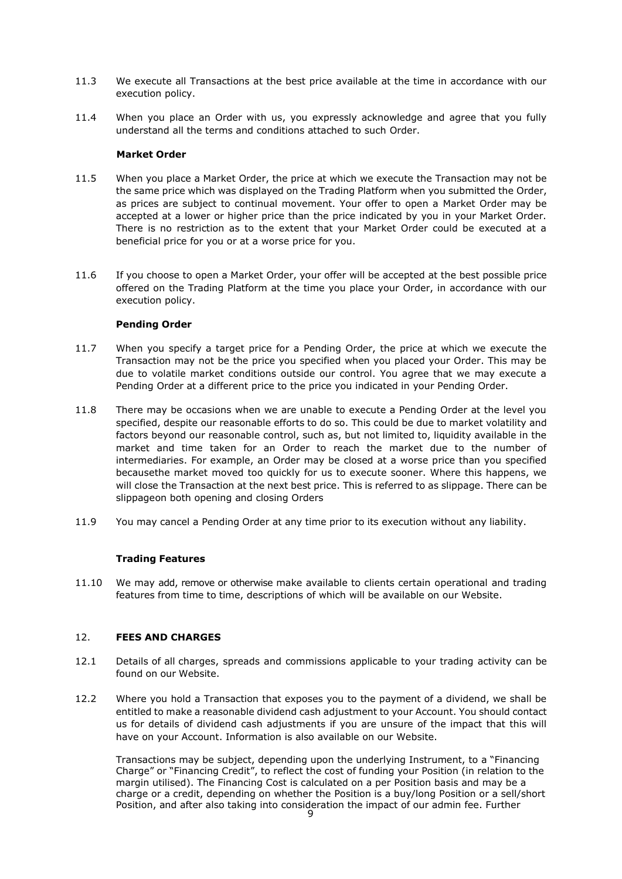11.3 We execute all Transactions at the best price available at the time in accordance with our execution policy.

11.4 When you place an Order with us, you expressly acknowledge and agree that you fully understand all the terms and conditions attached to such Order.

**Market Order**

11.5 When you place a Market Order, the price at which we execute the Transaction may not be the same price which was displayed on the Trading Platform when you submitted the Order, as prices are subject to continual movement. Your offer to open a Market Order may be accepted at a lower or higher price than the price indicated by you in your Market Order. There is no restriction as to the extent that your Market Order could be executed at a beneficial price for you or at a worse price for you.

11.6 If you choose to open a Market Order, your offer will be accepted at the best possible price offered on the Trading Platform at the time you place your Order, in accordance with our execution policy.

**Pending Order**

11.7 When you specify a target price for a Pending Order, the price at which we execute the Transaction may not be the price you specified when you placed your Order. This may be due to volatile market conditions outside our control. You agree that we may execute a Pending Order at a different price to the price you indicated in your Pending Order.

11.8 There may be occasions when we are unable to execute a Pending Order at the level you specified, despite our reasonable efforts to do so. This could be due to market volatility and factors beyond our reasonable control, such as, but not limited to, liquidity available in the market and time taken for an Order to reach the market due to the number of intermediaries. For example, an Order may be closed at a worse price than you specified becausethe market moved too quickly for us to execute sooner. Where this happens, we will close the Transaction at the next best price. This is referred to as slippage. There can be slippageon both opening and closing Orders

11.9 You may cancel a Pending Order at any time prior to its execution without any liability.

**Trading Features**

11.10 We may add, remove or otherwise make available to clients certain operational and trading features from time to time, descriptions of which will be available on our Website.

## 12. FEES AND CHARGES

12.1 Details of all charges, spreads and commissions applicable to your trading activity can be found on our Website.

12.2 Where you hold a Transaction that exposes you to the payment of a dividend, we shall be entitled to make a reasonable dividend cash adjustment to your Account. You should contact us for details of dividend cash adjustments if you are unsure of the impact that this will have on your Account. Information is also available on our Website.

Transactions may be subject, depending upon the underlying Instrument, to a "Financing Charge" or "Financing Credit", to reflect the cost of funding your Position (in relation to the margin utilised). The Financing Cost is calculated on a per Position basis and may be a charge or a credit, depending on whether the Position is a buy/long Position or a sell/short Position, and after also taking into consideration the impact of our admin fee. Further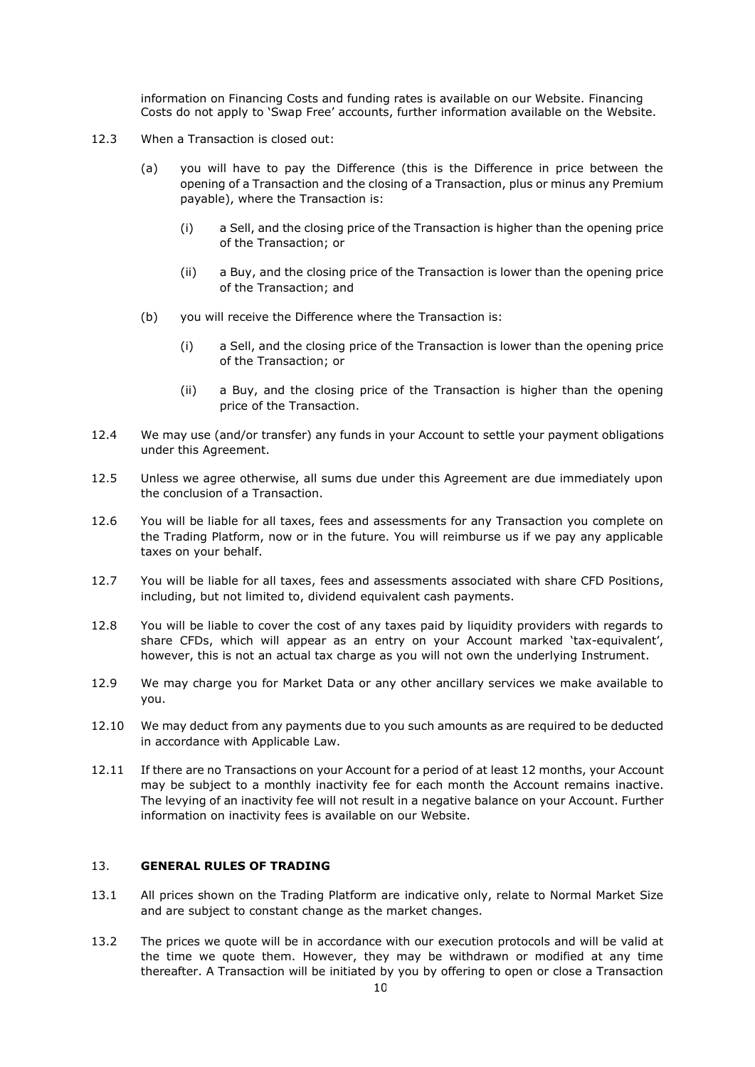information on Financing Costs and funding rates is available on our Website. Financing Costs do not apply to 'Swap Free' accounts, further information available on the Website.

12.3 When a Transaction is closed out:

(a) you will have to pay the Difference (this is the Difference in price between the opening of a Transaction and the closing of a Transaction, plus or minus any Premium payable), where the Transaction is:

(i) a Sell, and the closing price of the Transaction is higher than the opening price of the Transaction; or

(ii) a Buy, and the closing price of the Transaction is lower than the opening price of the Transaction; and

(b) you will receive the Difference where the Transaction is:

(i) a Sell, and the closing price of the Transaction is lower than the opening price of the Transaction; or

(ii) a Buy, and the closing price of the Transaction is higher than the opening price of the Transaction.

12.4 We may use (and/or transfer) any funds in your Account to settle your payment obligations under this Agreement.

12.5 Unless we agree otherwise, all sums due under this Agreement are due immediately upon the conclusion of a Transaction.

12.6 You will be liable for all taxes, fees and assessments for any Transaction you complete on the Trading Platform, now or in the future. You will reimburse us if we pay any applicable taxes on your behalf.

12.7 You will be liable for all taxes, fees and assessments associated with share CFD Positions, including, but not limited to, dividend equivalent cash payments.

12.8 You will be liable to cover the cost of any taxes paid by liquidity providers with regards to share CFDs, which will appear as an entry on your Account marked 'tax-equivalent', however, this is not an actual tax charge as you will not own the underlying Instrument.

12.9 We may charge you for Market Data or any other ancillary services we make available to you.

12.10 We may deduct from any payments due to you such amounts as are required to be deducted in accordance with Applicable Law.

12.11 If there are no Transactions on your Account for a period of at least 12 months, your Account may be subject to a monthly inactivity fee for each month the Account remains inactive. The levying of an inactivity fee will not result in a negative balance on your Account. Further information on inactivity fees is available on our Website.

## 13. GENERAL RULES OF TRADING

13.1 All prices shown on the Trading Platform are indicative only, relate to Normal Market Size and are subject to constant change as the market changes.

13.2 The prices we quote will be in accordance with our execution protocols and will be valid at the time we quote them. However, they may be withdrawn or modified at any time thereafter. A Transaction will be initiated by you by offering to open or close a Transaction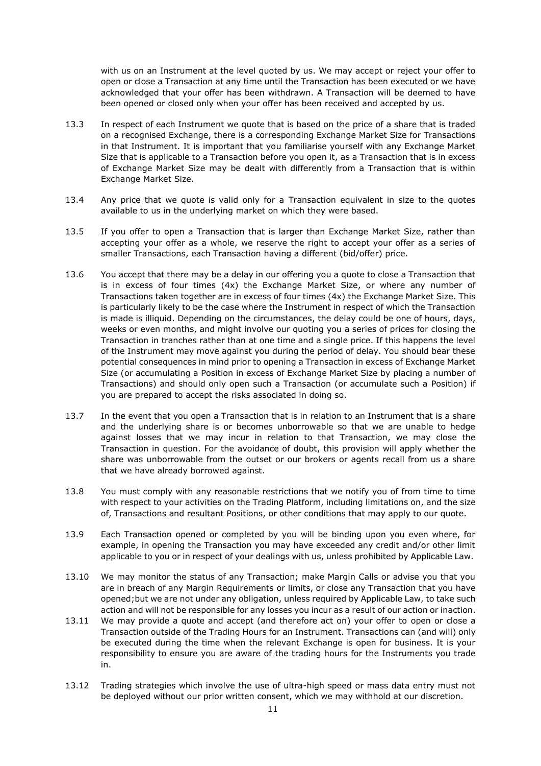with us on an Instrument at the level quoted by us. We may accept or reject your offer to open or close a Transaction at any time until the Transaction has been executed or we have acknowledged that your offer has been withdrawn. A Transaction will be deemed to have been opened or closed only when your offer has been received and accepted by us.

13.3 In respect of each Instrument we quote that is based on the price of a share that is traded on a recognised Exchange, there is a corresponding Exchange Market Size for Transactions in that Instrument. It is important that you familiarise yourself with any Exchange Market Size that is applicable to a Transaction before you open it, as a Transaction that is in excess of Exchange Market Size may be dealt with differently from a Transaction that is within Exchange Market Size.

13.4 Any price that we quote is valid only for a Transaction equivalent in size to the quotes available to us in the underlying market on which they were based.

13.5 If you offer to open a Transaction that is larger than Exchange Market Size, rather than accepting your offer as a whole, we reserve the right to accept your offer as a series of smaller Transactions, each Transaction having a different (bid/offer) price.

13.6 You accept that there may be a delay in our offering you a quote to close a Transaction that is in excess of four times (4x) the Exchange Market Size, or where any number of Transactions taken together are in excess of four times (4x) the Exchange Market Size. This is particularly likely to be the case where the Instrument in respect of which the Transaction is made is illiquid. Depending on the circumstances, the delay could be one of hours, days, weeks or even months, and might involve our quoting you a series of prices for closing the Transaction in tranches rather than at one time and a single price. If this happens the level of the Instrument may move against you during the period of delay. You should bear these potential consequences in mind prior to opening a Transaction in excess of Exchange Market Size (or accumulating a Position in excess of Exchange Market Size by placing a number of Transactions) and should only open such a Transaction (or accumulate such a Position) if you are prepared to accept the risks associated in doing so.

13.7 In the event that you open a Transaction that is in relation to an Instrument that is a share and the underlying share is or becomes unborrowable so that we are unable to hedge against losses that we may incur in relation to that Transaction, we may close the Transaction in question. For the avoidance of doubt, this provision will apply whether the share was unborrowable from the outset or our brokers or agents recall from us a share that we have already borrowed against.

13.8 You must comply with any reasonable restrictions that we notify you of from time to time with respect to your activities on the Trading Platform, including limitations on, and the size of, Transactions and resultant Positions, or other conditions that may apply to our quote.

13.9 Each Transaction opened or completed by you will be binding upon you even where, for example, in opening the Transaction you may have exceeded any credit and/or other limit applicable to you or in respect of your dealings with us, unless prohibited by Applicable Law.

13.10 We may monitor the status of any Transaction; make Margin Calls or advise you that you are in breach of any Margin Requirements or limits, or close any Transaction that you have opened;but we are not under any obligation, unless required by Applicable Law, to take such action and will not be responsible for any losses you incur as a result of our action or inaction.

13.11 We may provide a quote and accept (and therefore act on) your offer to open or close a Transaction outside of the Trading Hours for an Instrument. Transactions can (and will) only be executed during the time when the relevant Exchange is open for business. It is your responsibility to ensure you are aware of the trading hours for the Instruments you trade in.

13.12 Trading strategies which involve the use of ultra-high speed or mass data entry must not be deployed without our prior written consent, which we may withhold at our discretion.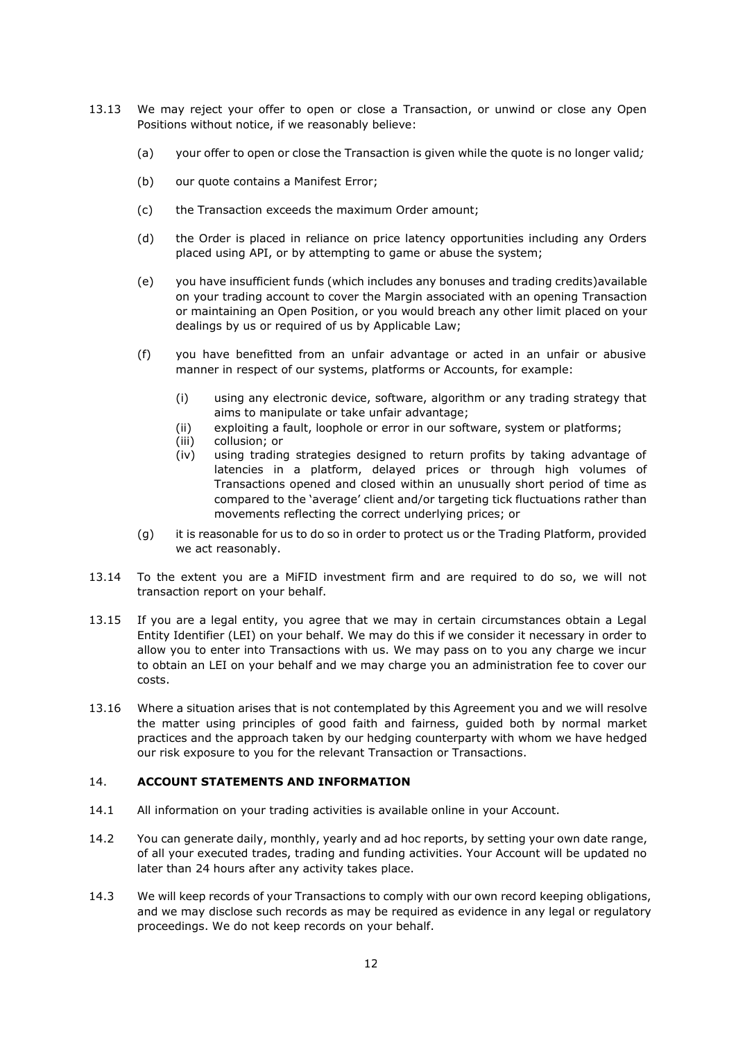13.13 We may reject your offer to open or close a Transaction, or unwind or close any Open Positions without notice, if we reasonably believe:

(a) your offer to open or close the Transaction is given while the quote is no longer valid*;*

(b) our quote contains a Manifest Error;

(c) the Transaction exceeds the maximum Order amount;

(d) the Order is placed in reliance on price latency opportunities including any Orders placed using API, or by attempting to game or abuse the system;

(e) you have insufficient funds (which includes any bonuses and trading credits)available on your trading account to cover the Margin associated with an opening Transaction or maintaining an Open Position, or you would breach any other limit placed on your dealings by us or required of us by Applicable Law;

(f) you have benefitted from an unfair advantage or acted in an unfair or abusive manner in respect of our systems, platforms or Accounts, for example:

(i) using any electronic device, software, algorithm or any trading strategy that aims to manipulate or take unfair advantage;
(ii) exploiting a fault, loophole or error in our software, system or platforms;
(iii) collusion; or
(iv) using trading strategies designed to return profits by taking advantage of latencies in a platform, delayed prices or through high volumes of Transactions opened and closed within an unusually short period of time as compared to the 'average' client and/or targeting tick fluctuations rather than movements reflecting the correct underlying prices; or

(g) it is reasonable for us to do so in order to protect us or the Trading Platform, provided we act reasonably.

13.14 To the extent you are a MiFID investment firm and are required to do so, we will not transaction report on your behalf.

13.15 If you are a legal entity, you agree that we may in certain circumstances obtain a Legal Entity Identifier (LEI) on your behalf. We may do this if we consider it necessary in order to allow you to enter into Transactions with us. We may pass on to you any charge we incur to obtain an LEI on your behalf and we may charge you an administration fee to cover our costs.

13.16 Where a situation arises that is not contemplated by this Agreement you and we will resolve the matter using principles of good faith and fairness, guided both by normal market practices and the approach taken by our hedging counterparty with whom we have hedged our risk exposure to you for the relevant Transaction or Transactions.

## 14. ACCOUNT STATEMENTS AND INFORMATION

14.1 All information on your trading activities is available online in your Account.

14.2 You can generate daily, monthly, yearly and ad hoc reports, by setting your own date range, of all your executed trades, trading and funding activities. Your Account will be updated no later than 24 hours after any activity takes place.

14.3 We will keep records of your Transactions to comply with our own record keeping obligations, and we may disclose such records as may be required as evidence in any legal or regulatory proceedings. We do not keep records on your behalf.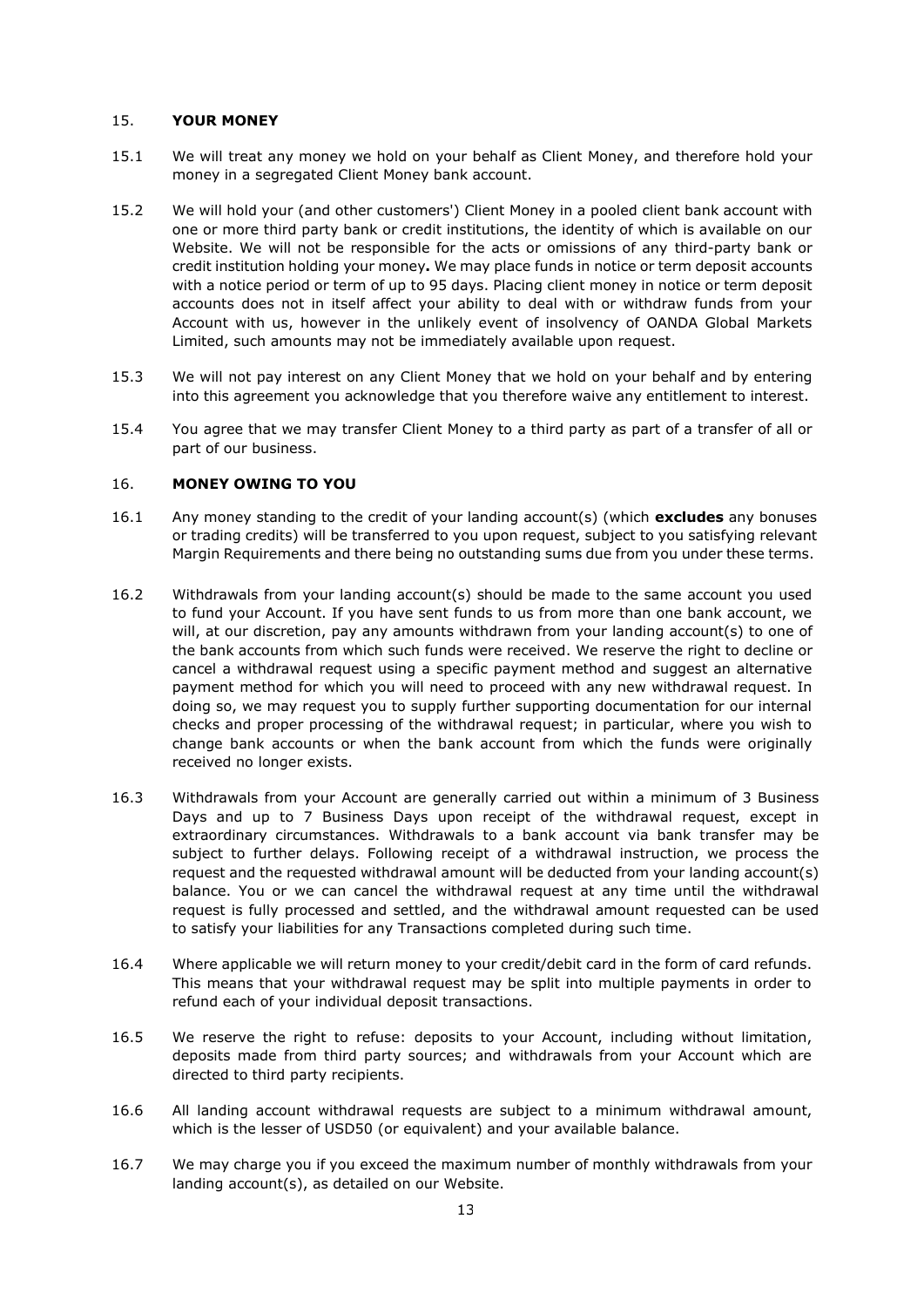## 15. **YOUR MONEY**

15.1 We will treat any money we hold on your behalf as Client Money, and therefore hold your money in a segregated Client Money bank account.

15.2 We will hold your (and other customers') Client Money in a pooled client bank account with one or more third party bank or credit institutions, the identity of which is available on our Website. We will not be responsible for the acts or omissions of any third-party bank or credit institution holding your money**.** We may place funds in notice or term deposit accounts with a notice period or term of up to 95 days. Placing client money in notice or term deposit accounts does not in itself affect your ability to deal with or withdraw funds from your Account with us, however in the unlikely event of insolvency of OANDA Global Markets Limited, such amounts may not be immediately available upon request.

15.3 We will not pay interest on any Client Money that we hold on your behalf and by entering into this agreement you acknowledge that you therefore waive any entitlement to interest.

15.4 You agree that we may transfer Client Money to a third party as part of a transfer of all or part of our business.

## 16. **MONEY OWING TO YOU**

16.1 Any money standing to the credit of your landing account(s) (which **excludes** any bonuses or trading credits) will be transferred to you upon request, subject to you satisfying relevant Margin Requirements and there being no outstanding sums due from you under these terms.

16.2 Withdrawals from your landing account(s) should be made to the same account you used to fund your Account. If you have sent funds to us from more than one bank account, we will, at our discretion, pay any amounts withdrawn from your landing account(s) to one of the bank accounts from which such funds were received. We reserve the right to decline or cancel a withdrawal request using a specific payment method and suggest an alternative payment method for which you will need to proceed with any new withdrawal request. In doing so, we may request you to supply further supporting documentation for our internal checks and proper processing of the withdrawal request; in particular, where you wish to change bank accounts or when the bank account from which the funds were originally received no longer exists.

16.3 Withdrawals from your Account are generally carried out within a minimum of 3 Business Days and up to 7 Business Days upon receipt of the withdrawal request, except in extraordinary circumstances. Withdrawals to a bank account via bank transfer may be subject to further delays. Following receipt of a withdrawal instruction, we process the request and the requested withdrawal amount will be deducted from your landing account(s) balance. You or we can cancel the withdrawal request at any time until the withdrawal request is fully processed and settled, and the withdrawal amount requested can be used to satisfy your liabilities for any Transactions completed during such time.

16.4 Where applicable we will return money to your credit/debit card in the form of card refunds. This means that your withdrawal request may be split into multiple payments in order to refund each of your individual deposit transactions.

16.5 We reserve the right to refuse: deposits to your Account, including without limitation, deposits made from third party sources; and withdrawals from your Account which are directed to third party recipients.

16.6 All landing account withdrawal requests are subject to a minimum withdrawal amount, which is the lesser of USD50 (or equivalent) and your available balance.

16.7 We may charge you if you exceed the maximum number of monthly withdrawals from your landing account(s), as detailed on our Website.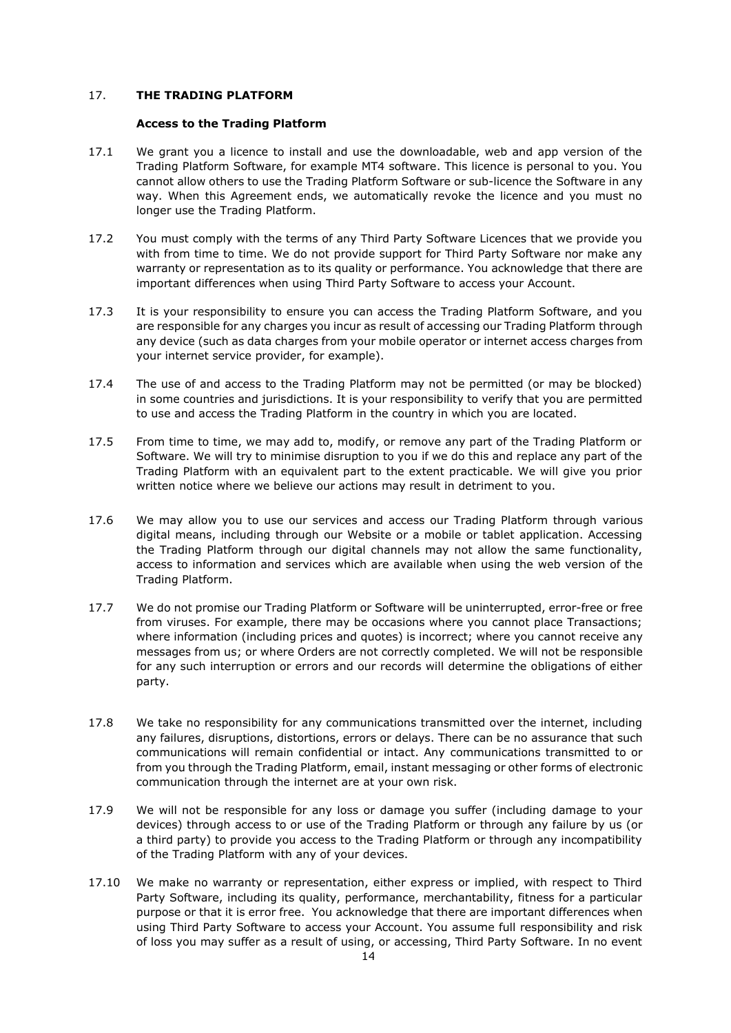## 17. THE TRADING PLATFORM

### Access to the Trading Platform

17.1 We grant you a licence to install and use the downloadable, web and app version of the Trading Platform Software, for example MT4 software. This licence is personal to you. You cannot allow others to use the Trading Platform Software or sub-licence the Software in any way. When this Agreement ends, we automatically revoke the licence and you must no longer use the Trading Platform.

17.2 You must comply with the terms of any Third Party Software Licences that we provide you with from time to time. We do not provide support for Third Party Software nor make any warranty or representation as to its quality or performance. You acknowledge that there are important differences when using Third Party Software to access your Account.

17.3 It is your responsibility to ensure you can access the Trading Platform Software, and you are responsible for any charges you incur as result of accessing our Trading Platform through any device (such as data charges from your mobile operator or internet access charges from your internet service provider, for example).

17.4 The use of and access to the Trading Platform may not be permitted (or may be blocked) in some countries and jurisdictions. It is your responsibility to verify that you are permitted to use and access the Trading Platform in the country in which you are located.

17.5 From time to time, we may add to, modify, or remove any part of the Trading Platform or Software. We will try to minimise disruption to you if we do this and replace any part of the Trading Platform with an equivalent part to the extent practicable. We will give you prior written notice where we believe our actions may result in detriment to you.

17.6 We may allow you to use our services and access our Trading Platform through various digital means, including through our Website or a mobile or tablet application. Accessing the Trading Platform through our digital channels may not allow the same functionality, access to information and services which are available when using the web version of the Trading Platform.

17.7 We do not promise our Trading Platform or Software will be uninterrupted, error-free or free from viruses. For example, there may be occasions where you cannot place Transactions; where information (including prices and quotes) is incorrect; where you cannot receive any messages from us; or where Orders are not correctly completed. We will not be responsible for any such interruption or errors and our records will determine the obligations of either party.

17.8 We take no responsibility for any communications transmitted over the internet, including any failures, disruptions, distortions, errors or delays. There can be no assurance that such communications will remain confidential or intact. Any communications transmitted to or from you through the Trading Platform, email, instant messaging or other forms of electronic communication through the internet are at your own risk.

17.9 We will not be responsible for any loss or damage you suffer (including damage to your devices) through access to or use of the Trading Platform or through any failure by us (or a third party) to provide you access to the Trading Platform or through any incompatibility of the Trading Platform with any of your devices.

17.10 We make no warranty or representation, either express or implied, with respect to Third Party Software, including its quality, performance, merchantability, fitness for a particular purpose or that it is error free. You acknowledge that there are important differences when using Third Party Software to access your Account. You assume full responsibility and risk of loss you may suffer as a result of using, or accessing, Third Party Software. In no event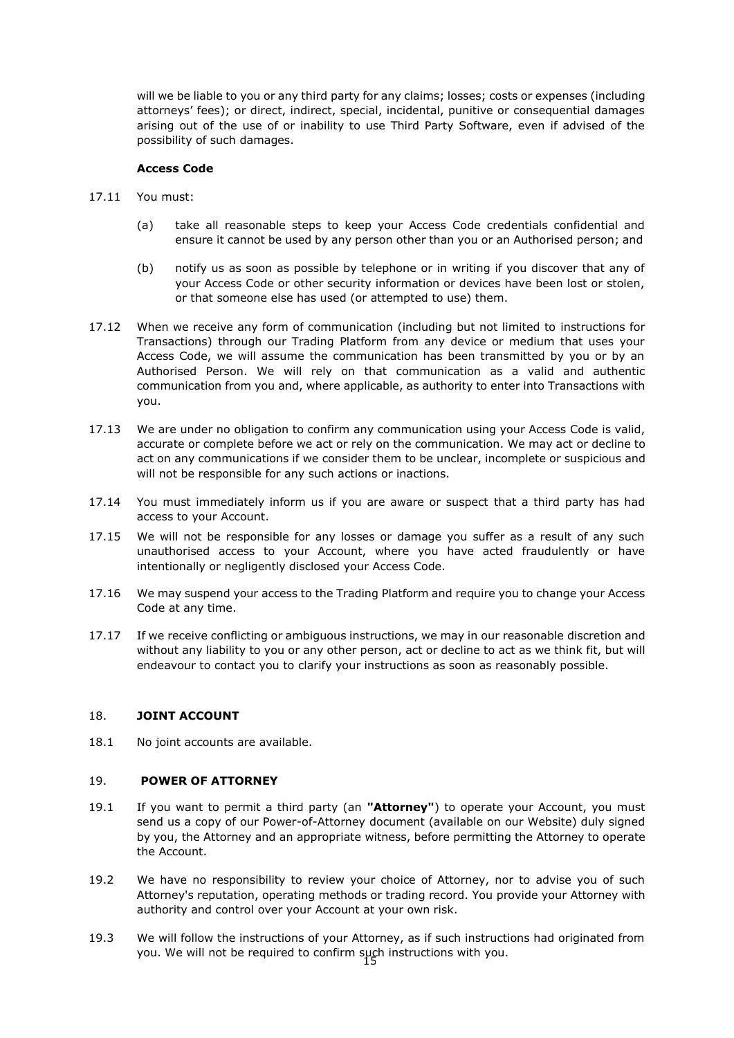will we be liable to you or any third party for any claims; losses; costs or expenses (including attorneys' fees); or direct, indirect, special, incidental, punitive or consequential damages arising out of the use of or inability to use Third Party Software, even if advised of the possibility of such damages.

**Access Code**

17.11 You must:

(a) take all reasonable steps to keep your Access Code credentials confidential and ensure it cannot be used by any person other than you or an Authorised person; and

(b) notify us as soon as possible by telephone or in writing if you discover that any of your Access Code or other security information or devices have been lost or stolen, or that someone else has used (or attempted to use) them.

17.12 When we receive any form of communication (including but not limited to instructions for Transactions) through our Trading Platform from any device or medium that uses your Access Code, we will assume the communication has been transmitted by you or by an Authorised Person. We will rely on that communication as a valid and authentic communication from you and, where applicable, as authority to enter into Transactions with you.

17.13 We are under no obligation to confirm any communication using your Access Code is valid, accurate or complete before we act or rely on the communication. We may act or decline to act on any communications if we consider them to be unclear, incomplete or suspicious and will not be responsible for any such actions or inactions.

17.14 You must immediately inform us if you are aware or suspect that a third party has had access to your Account.

17.15 We will not be responsible for any losses or damage you suffer as a result of any such unauthorised access to your Account, where you have acted fraudulently or have intentionally or negligently disclosed your Access Code.

17.16 We may suspend your access to the Trading Platform and require you to change your Access Code at any time.

17.17 If we receive conflicting or ambiguous instructions, we may in our reasonable discretion and without any liability to you or any other person, act or decline to act as we think fit, but will endeavour to contact you to clarify your instructions as soon as reasonably possible.

## 18. JOINT ACCOUNT

18.1 No joint accounts are available.

## 19. POWER OF ATTORNEY

19.1 If you want to permit a third party (an **"Attorney"**) to operate your Account, you must send us a copy of our Power-of-Attorney document (available on our Website) duly signed by you, the Attorney and an appropriate witness, before permitting the Attorney to operate the Account.

19.2 We have no responsibility to review your choice of Attorney, nor to advise you of such Attorney's reputation, operating methods or trading record. You provide your Attorney with authority and control over your Account at your own risk.

19.3 We will follow the instructions of your Attorney, as if such instructions had originated from you. We will not be required to confirm such instructions with you.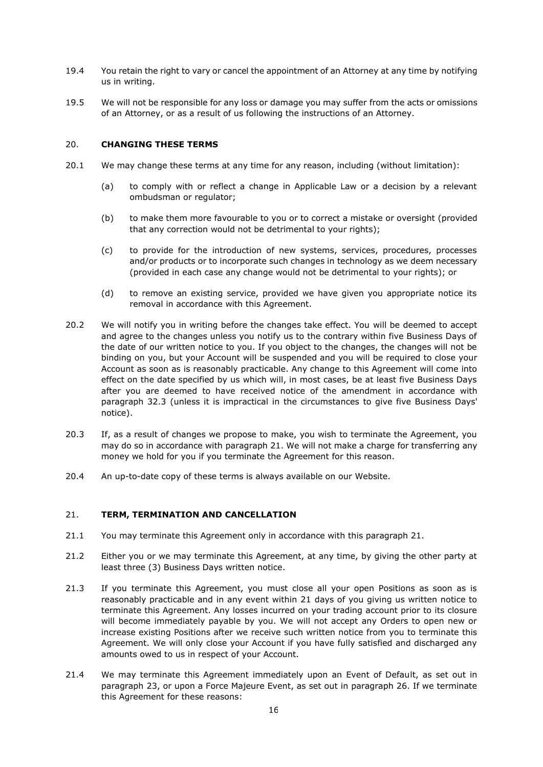19.4 You retain the right to vary or cancel the appointment of an Attorney at any time by notifying us in writing.

19.5 We will not be responsible for any loss or damage you may suffer from the acts or omissions of an Attorney, or as a result of us following the instructions of an Attorney.

## 20. CHANGING THESE TERMS

20.1 We may change these terms at any time for any reason, including (without limitation):

(a) to comply with or reflect a change in Applicable Law or a decision by a relevant ombudsman or regulator;

(b) to make them more favourable to you or to correct a mistake or oversight (provided that any correction would not be detrimental to your rights);

(c) to provide for the introduction of new systems, services, procedures, processes and/or products or to incorporate such changes in technology as we deem necessary (provided in each case any change would not be detrimental to your rights); or

(d) to remove an existing service, provided we have given you appropriate notice its removal in accordance with this Agreement.

20.2 We will notify you in writing before the changes take effect. You will be deemed to accept and agree to the changes unless you notify us to the contrary within five Business Days of the date of our written notice to you. If you object to the changes, the changes will not be binding on you, but your Account will be suspended and you will be required to close your Account as soon as is reasonably practicable. Any change to this Agreement will come into effect on the date specified by us which will, in most cases, be at least five Business Days after you are deemed to have received notice of the amendment in accordance with paragraph 32.3 (unless it is impractical in the circumstances to give five Business Days' notice).

20.3 If, as a result of changes we propose to make, you wish to terminate the Agreement, you may do so in accordance with paragraph 21. We will not make a charge for transferring any money we hold for you if you terminate the Agreement for this reason.

20.4 An up-to-date copy of these terms is always available on our Website.

## 21. TERM, TERMINATION AND CANCELLATION

21.1 You may terminate this Agreement only in accordance with this paragraph 21.

21.2 Either you or we may terminate this Agreement, at any time, by giving the other party at least three (3) Business Days written notice.

21.3 If you terminate this Agreement, you must close all your open Positions as soon as is reasonably practicable and in any event within 21 days of you giving us written notice to terminate this Agreement. Any losses incurred on your trading account prior to its closure will become immediately payable by you. We will not accept any Orders to open new or increase existing Positions after we receive such written notice from you to terminate this Agreement. We will only close your Account if you have fully satisfied and discharged any amounts owed to us in respect of your Account.

21.4 We may terminate this Agreement immediately upon an Event of Default, as set out in paragraph 23, or upon a Force Majeure Event, as set out in paragraph 26. If we terminate this Agreement for these reasons: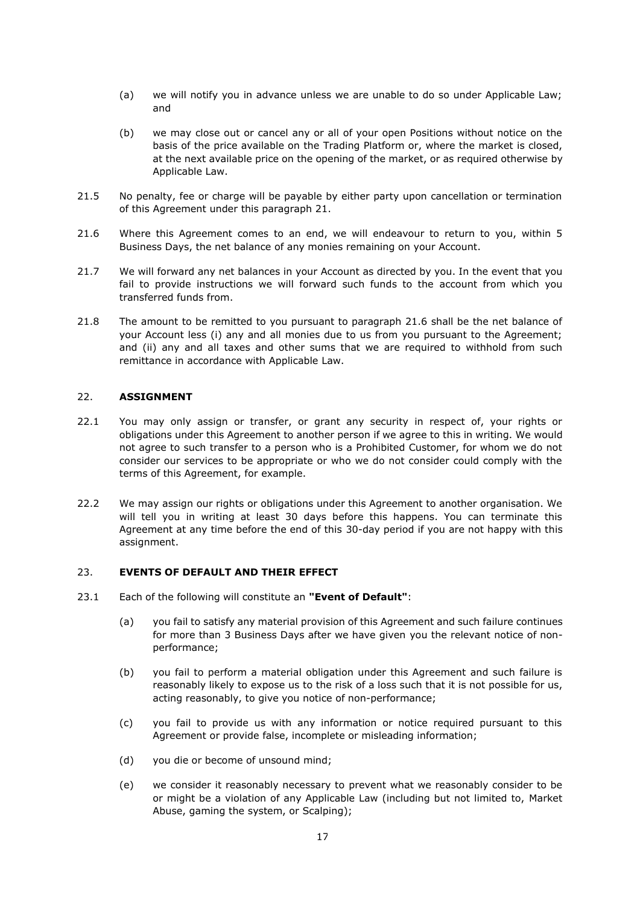(a) we will notify you in advance unless we are unable to do so under Applicable Law; and

(b) we may close out or cancel any or all of your open Positions without notice on the basis of the price available on the Trading Platform or, where the market is closed, at the next available price on the opening of the market, or as required otherwise by Applicable Law.

21.5 No penalty, fee or charge will be payable by either party upon cancellation or termination of this Agreement under this paragraph 21.

21.6 Where this Agreement comes to an end, we will endeavour to return to you, within 5 Business Days, the net balance of any monies remaining on your Account.

21.7 We will forward any net balances in your Account as directed by you. In the event that you fail to provide instructions we will forward such funds to the account from which you transferred funds from.

21.8 The amount to be remitted to you pursuant to paragraph 21.6 shall be the net balance of your Account less (i) any and all monies due to us from you pursuant to the Agreement; and (ii) any and all taxes and other sums that we are required to withhold from such remittance in accordance with Applicable Law.

## 22. ASSIGNMENT

22.1 You may only assign or transfer, or grant any security in respect of, your rights or obligations under this Agreement to another person if we agree to this in writing. We would not agree to such transfer to a person who is a Prohibited Customer, for whom we do not consider our services to be appropriate or who we do not consider could comply with the terms of this Agreement, for example.

22.2 We may assign our rights or obligations under this Agreement to another organisation. We will tell you in writing at least 30 days before this happens. You can terminate this Agreement at any time before the end of this 30-day period if you are not happy with this assignment.

## 23. EVENTS OF DEFAULT AND THEIR EFFECT

23.1 Each of the following will constitute an **"Event of Default"**:

(a) you fail to satisfy any material provision of this Agreement and such failure continues for more than 3 Business Days after we have given you the relevant notice of non-performance;

(b) you fail to perform a material obligation under this Agreement and such failure is reasonably likely to expose us to the risk of a loss such that it is not possible for us, acting reasonably, to give you notice of non-performance;

(c) you fail to provide us with any information or notice required pursuant to this Agreement or provide false, incomplete or misleading information;

(d) you die or become of unsound mind;

(e) we consider it reasonably necessary to prevent what we reasonably consider to be or might be a violation of any Applicable Law (including but not limited to, Market Abuse, gaming the system, or Scalping);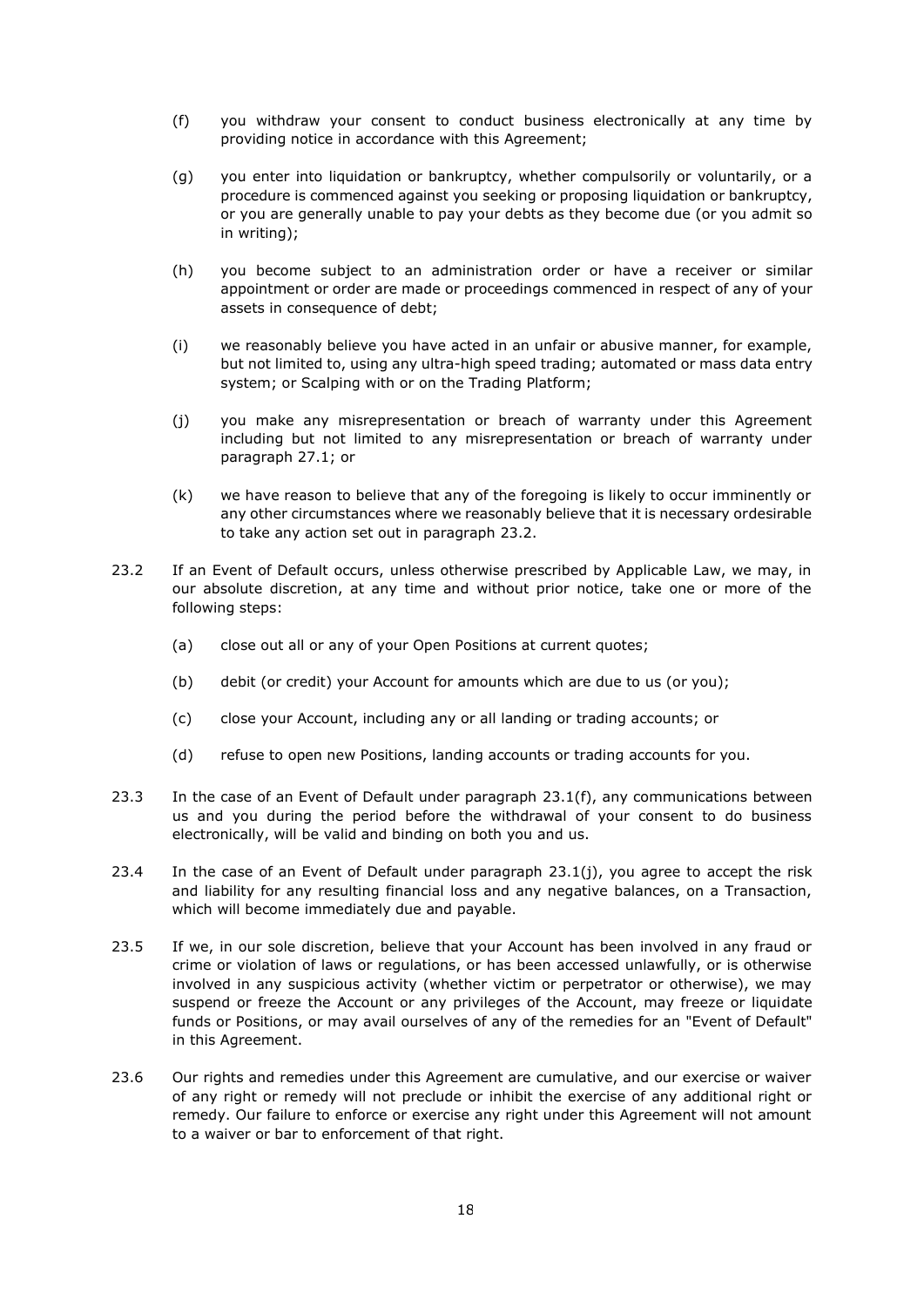(f) you withdraw your consent to conduct business electronically at any time by providing notice in accordance with this Agreement;

(g) you enter into liquidation or bankruptcy, whether compulsorily or voluntarily, or a procedure is commenced against you seeking or proposing liquidation or bankruptcy, or you are generally unable to pay your debts as they become due (or you admit so in writing);

(h) you become subject to an administration order or have a receiver or similar appointment or order are made or proceedings commenced in respect of any of your assets in consequence of debt;

(i) we reasonably believe you have acted in an unfair or abusive manner, for example, but not limited to, using any ultra-high speed trading; automated or mass data entry system; or Scalping with or on the Trading Platform;

(j) you make any misrepresentation or breach of warranty under this Agreement including but not limited to any misrepresentation or breach of warranty under paragraph 27.1; or

(k) we have reason to believe that any of the foregoing is likely to occur imminently or any other circumstances where we reasonably believe that it is necessary ordesirable to take any action set out in paragraph 23.2.

23.2 If an Event of Default occurs, unless otherwise prescribed by Applicable Law, we may, in our absolute discretion, at any time and without prior notice, take one or more of the following steps:

(a) close out all or any of your Open Positions at current quotes;

(b) debit (or credit) your Account for amounts which are due to us (or you);

(c) close your Account, including any or all landing or trading accounts; or

(d) refuse to open new Positions, landing accounts or trading accounts for you.

23.3 In the case of an Event of Default under paragraph 23.1(f), any communications between us and you during the period before the withdrawal of your consent to do business electronically, will be valid and binding on both you and us.

23.4 In the case of an Event of Default under paragraph 23.1(j), you agree to accept the risk and liability for any resulting financial loss and any negative balances, on a Transaction, which will become immediately due and payable.

23.5 If we, in our sole discretion, believe that your Account has been involved in any fraud or crime or violation of laws or regulations, or has been accessed unlawfully, or is otherwise involved in any suspicious activity (whether victim or perpetrator or otherwise), we may suspend or freeze the Account or any privileges of the Account, may freeze or liquidate funds or Positions, or may avail ourselves of any of the remedies for an "Event of Default" in this Agreement.

23.6 Our rights and remedies under this Agreement are cumulative, and our exercise or waiver of any right or remedy will not preclude or inhibit the exercise of any additional right or remedy. Our failure to enforce or exercise any right under this Agreement will not amount to a waiver or bar to enforcement of that right.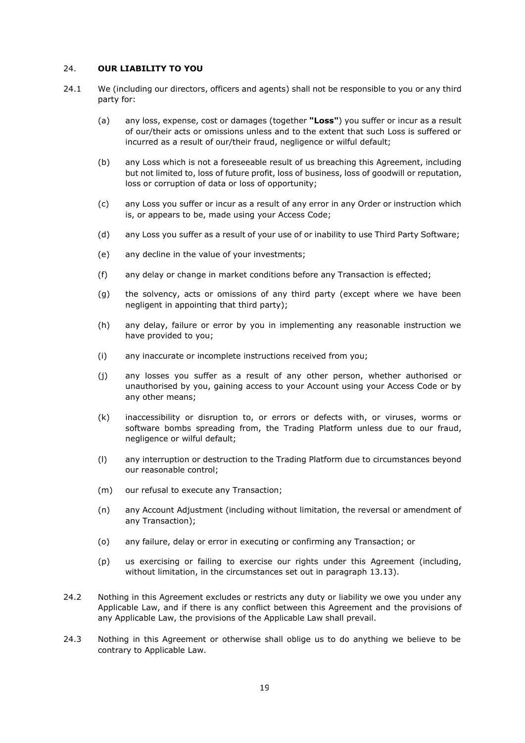## 24. **OUR LIABILITY TO YOU**

24.1 We (including our directors, officers and agents) shall not be responsible to you or any third party for:

(a) any loss, expense, cost or damages (together **"Loss"**) you suffer or incur as a result of our/their acts or omissions unless and to the extent that such Loss is suffered or incurred as a result of our/their fraud, negligence or wilful default;

(b) any Loss which is not a foreseeable result of us breaching this Agreement, including but not limited to, loss of future profit, loss of business, loss of goodwill or reputation, loss or corruption of data or loss of opportunity;

(c) any Loss you suffer or incur as a result of any error in any Order or instruction which is, or appears to be, made using your Access Code;

(d) any Loss you suffer as a result of your use of or inability to use Third Party Software;

(e) any decline in the value of your investments;

(f) any delay or change in market conditions before any Transaction is effected;

(g) the solvency, acts or omissions of any third party (except where we have been negligent in appointing that third party);

(h) any delay, failure or error by you in implementing any reasonable instruction we have provided to you;

(i) any inaccurate or incomplete instructions received from you;

(j) any losses you suffer as a result of any other person, whether authorised or unauthorised by you, gaining access to your Account using your Access Code or by any other means;

(k) inaccessibility or disruption to, or errors or defects with, or viruses, worms or software bombs spreading from, the Trading Platform unless due to our fraud, negligence or wilful default;

(l) any interruption or destruction to the Trading Platform due to circumstances beyond our reasonable control;

(m) our refusal to execute any Transaction;

(n) any Account Adjustment (including without limitation, the reversal or amendment of any Transaction);

(o) any failure, delay or error in executing or confirming any Transaction; or

(p) us exercising or failing to exercise our rights under this Agreement (including, without limitation, in the circumstances set out in paragraph 13.13).

24.2 Nothing in this Agreement excludes or restricts any duty or liability we owe you under any Applicable Law, and if there is any conflict between this Agreement and the provisions of any Applicable Law, the provisions of the Applicable Law shall prevail.

24.3 Nothing in this Agreement or otherwise shall oblige us to do anything we believe to be contrary to Applicable Law.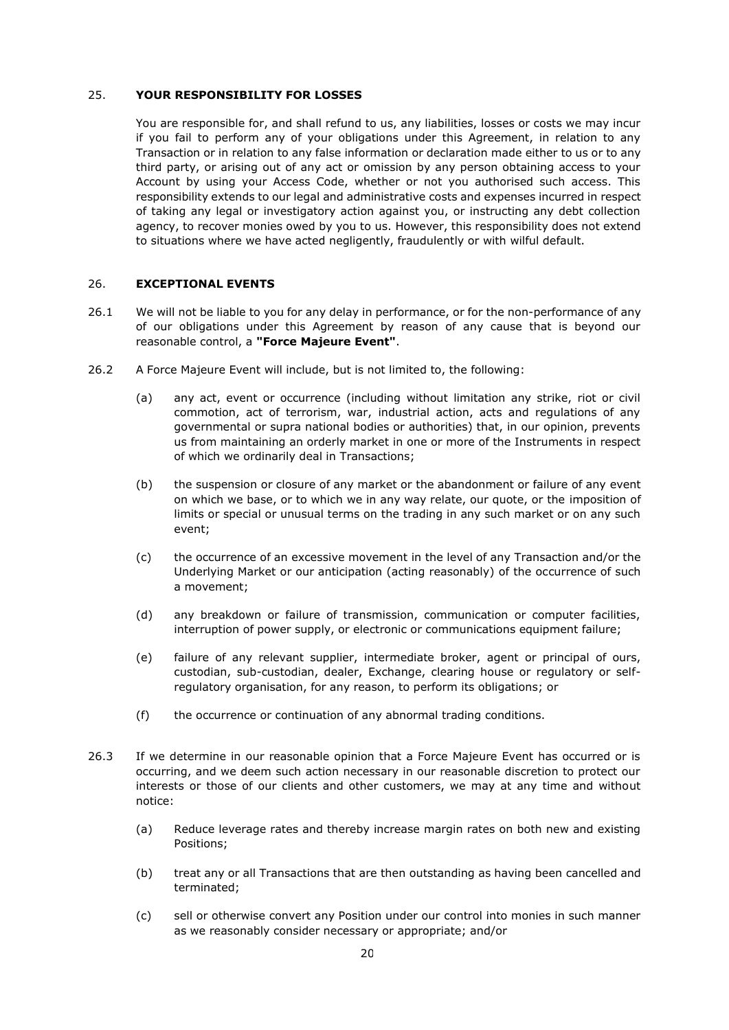## 25. YOUR RESPONSIBILITY FOR LOSSES

You are responsible for, and shall refund to us, any liabilities, losses or costs we may incur if you fail to perform any of your obligations under this Agreement, in relation to any Transaction or in relation to any false information or declaration made either to us or to any third party, or arising out of any act or omission by any person obtaining access to your Account by using your Access Code, whether or not you authorised such access. This responsibility extends to our legal and administrative costs and expenses incurred in respect of taking any legal or investigatory action against you, or instructing any debt collection agency, to recover monies owed by you to us. However, this responsibility does not extend to situations where we have acted negligently, fraudulently or with wilful default.

## 26. EXCEPTIONAL EVENTS

26.1 We will not be liable to you for any delay in performance, or for the non-performance of any of our obligations under this Agreement by reason of any cause that is beyond our reasonable control, a **"Force Majeure Event"**.

26.2 A Force Majeure Event will include, but is not limited to, the following:

(a) any act, event or occurrence (including without limitation any strike, riot or civil commotion, act of terrorism, war, industrial action, acts and regulations of any governmental or supra national bodies or authorities) that, in our opinion, prevents us from maintaining an orderly market in one or more of the Instruments in respect of which we ordinarily deal in Transactions;

(b) the suspension or closure of any market or the abandonment or failure of any event on which we base, or to which we in any way relate, our quote, or the imposition of limits or special or unusual terms on the trading in any such market or on any such event;

(c) the occurrence of an excessive movement in the level of any Transaction and/or the Underlying Market or our anticipation (acting reasonably) of the occurrence of such a movement;

(d) any breakdown or failure of transmission, communication or computer facilities, interruption of power supply, or electronic or communications equipment failure;

(e) failure of any relevant supplier, intermediate broker, agent or principal of ours, custodian, sub-custodian, dealer, Exchange, clearing house or regulatory or self-regulatory organisation, for any reason, to perform its obligations; or

(f) the occurrence or continuation of any abnormal trading conditions.

26.3 If we determine in our reasonable opinion that a Force Majeure Event has occurred or is occurring, and we deem such action necessary in our reasonable discretion to protect our interests or those of our clients and other customers, we may at any time and without notice:

(a) Reduce leverage rates and thereby increase margin rates on both new and existing Positions;

(b) treat any or all Transactions that are then outstanding as having been cancelled and terminated;

(c) sell or otherwise convert any Position under our control into monies in such manner as we reasonably consider necessary or appropriate; and/or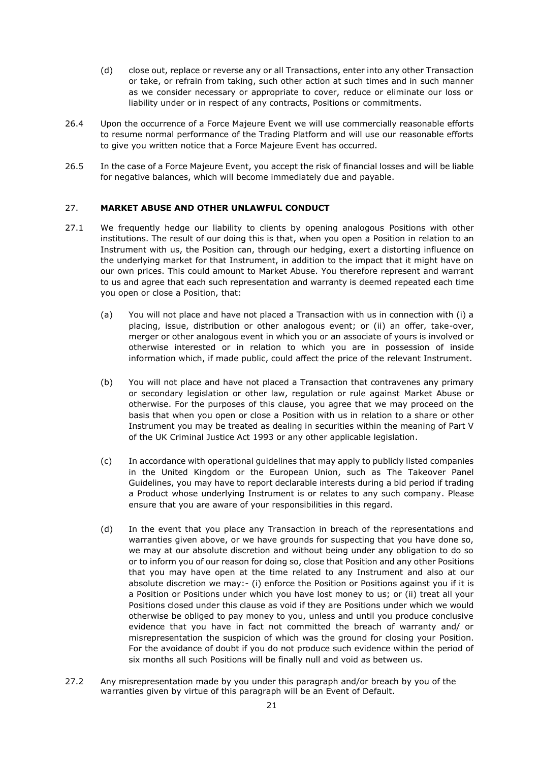(d) close out, replace or reverse any or all Transactions, enter into any other Transaction or take, or refrain from taking, such other action at such times and in such manner as we consider necessary or appropriate to cover, reduce or eliminate our loss or liability under or in respect of any contracts, Positions or commitments.

26.4 Upon the occurrence of a Force Majeure Event we will use commercially reasonable efforts to resume normal performance of the Trading Platform and will use our reasonable efforts to give you written notice that a Force Majeure Event has occurred.

26.5 In the case of a Force Majeure Event, you accept the risk of financial losses and will be liable for negative balances, which will become immediately due and payable.

## 27. MARKET ABUSE AND OTHER UNLAWFUL CONDUCT

27.1 We frequently hedge our liability to clients by opening analogous Positions with other institutions. The result of our doing this is that, when you open a Position in relation to an Instrument with us, the Position can, through our hedging, exert a distorting influence on the underlying market for that Instrument, in addition to the impact that it might have on our own prices. This could amount to Market Abuse. You therefore represent and warrant to us and agree that each such representation and warranty is deemed repeated each time you open or close a Position, that:

(a) You will not place and have not placed a Transaction with us in connection with (i) a placing, issue, distribution or other analogous event; or (ii) an offer, take-over, merger or other analogous event in which you or an associate of yours is involved or otherwise interested or in relation to which you are in possession of inside information which, if made public, could affect the price of the relevant Instrument.

(b) You will not place and have not placed a Transaction that contravenes any primary or secondary legislation or other law, regulation or rule against Market Abuse or otherwise. For the purposes of this clause, you agree that we may proceed on the basis that when you open or close a Position with us in relation to a share or other Instrument you may be treated as dealing in securities within the meaning of Part V of the UK Criminal Justice Act 1993 or any other applicable legislation.

(c) In accordance with operational guidelines that may apply to publicly listed companies in the United Kingdom or the European Union, such as The Takeover Panel Guidelines, you may have to report declarable interests during a bid period if trading a Product whose underlying Instrument is or relates to any such company. Please ensure that you are aware of your responsibilities in this regard.

(d) In the event that you place any Transaction in breach of the representations and warranties given above, or we have grounds for suspecting that you have done so, we may at our absolute discretion and without being under any obligation to do so or to inform you of our reason for doing so, close that Position and any other Positions that you may have open at the time related to any Instrument and also at our absolute discretion we may:- (i) enforce the Position or Positions against you if it is a Position or Positions under which you have lost money to us; or (ii) treat all your Positions closed under this clause as void if they are Positions under which we would otherwise be obliged to pay money to you, unless and until you produce conclusive evidence that you have in fact not committed the breach of warranty and/ or misrepresentation the suspicion of which was the ground for closing your Position. For the avoidance of doubt if you do not produce such evidence within the period of six months all such Positions will be finally null and void as between us.

27.2 Any misrepresentation made by you under this paragraph and/or breach by you of the warranties given by virtue of this paragraph will be an Event of Default.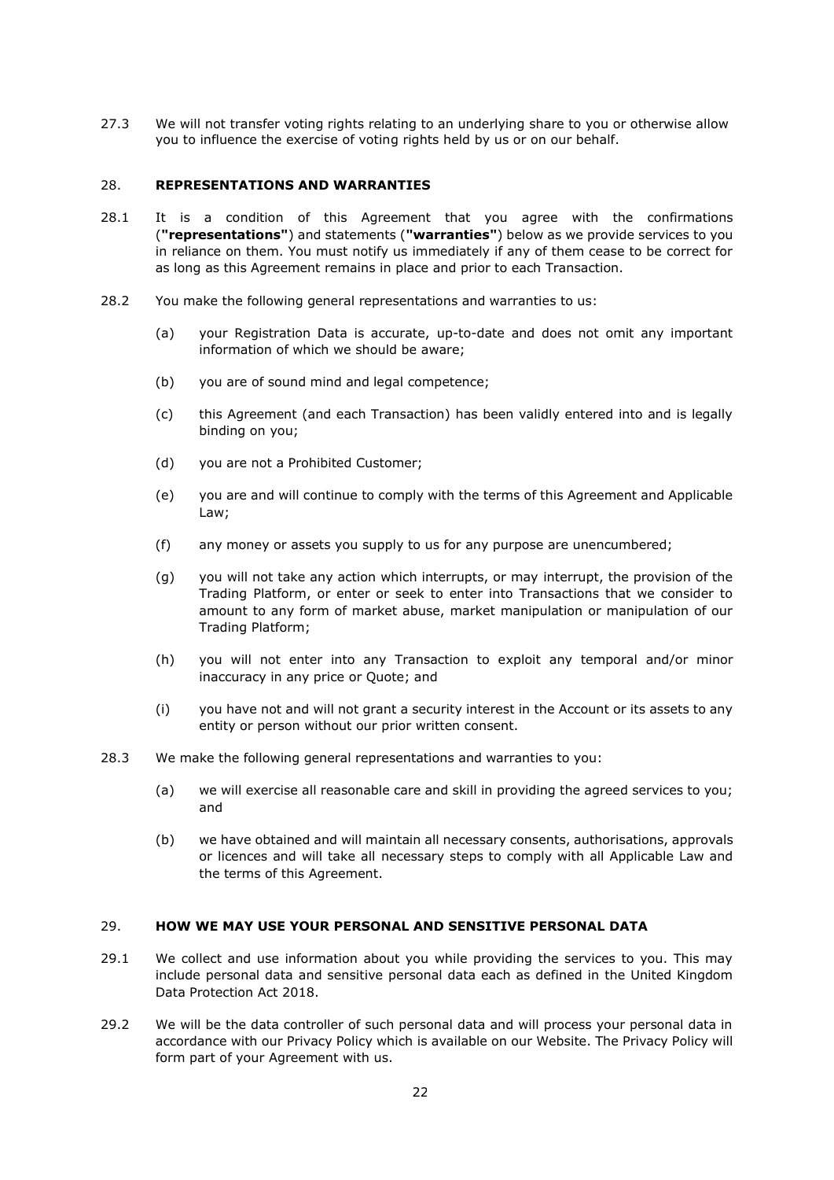27.3 We will not transfer voting rights relating to an underlying share to you or otherwise allow you to influence the exercise of voting rights held by us or on our behalf.

## 28. REPRESENTATIONS AND WARRANTIES

28.1 It is a condition of this Agreement that you agree with the confirmations (**"representations"**) and statements (**"warranties"**) below as we provide services to you in reliance on them. You must notify us immediately if any of them cease to be correct for as long as this Agreement remains in place and prior to each Transaction.

28.2 You make the following general representations and warranties to us:

(a) your Registration Data is accurate, up-to-date and does not omit any important information of which we should be aware;

(b) you are of sound mind and legal competence;

(c) this Agreement (and each Transaction) has been validly entered into and is legally binding on you;

(d) you are not a Prohibited Customer;

(e) you are and will continue to comply with the terms of this Agreement and Applicable Law;

(f) any money or assets you supply to us for any purpose are unencumbered;

(g) you will not take any action which interrupts, or may interrupt, the provision of the Trading Platform, or enter or seek to enter into Transactions that we consider to amount to any form of market abuse, market manipulation or manipulation of our Trading Platform;

(h) you will not enter into any Transaction to exploit any temporal and/or minor inaccuracy in any price or Quote; and

(i) you have not and will not grant a security interest in the Account or its assets to any entity or person without our prior written consent.

28.3 We make the following general representations and warranties to you:

(a) we will exercise all reasonable care and skill in providing the agreed services to you; and

(b) we have obtained and will maintain all necessary consents, authorisations, approvals or licences and will take all necessary steps to comply with all Applicable Law and the terms of this Agreement.

## 29. HOW WE MAY USE YOUR PERSONAL AND SENSITIVE PERSONAL DATA

29.1 We collect and use information about you while providing the services to you. This may include personal data and sensitive personal data each as defined in the United Kingdom Data Protection Act 2018.

29.2 We will be the data controller of such personal data and will process your personal data in accordance with our Privacy Policy which is available on our Website. The Privacy Policy will form part of your Agreement with us.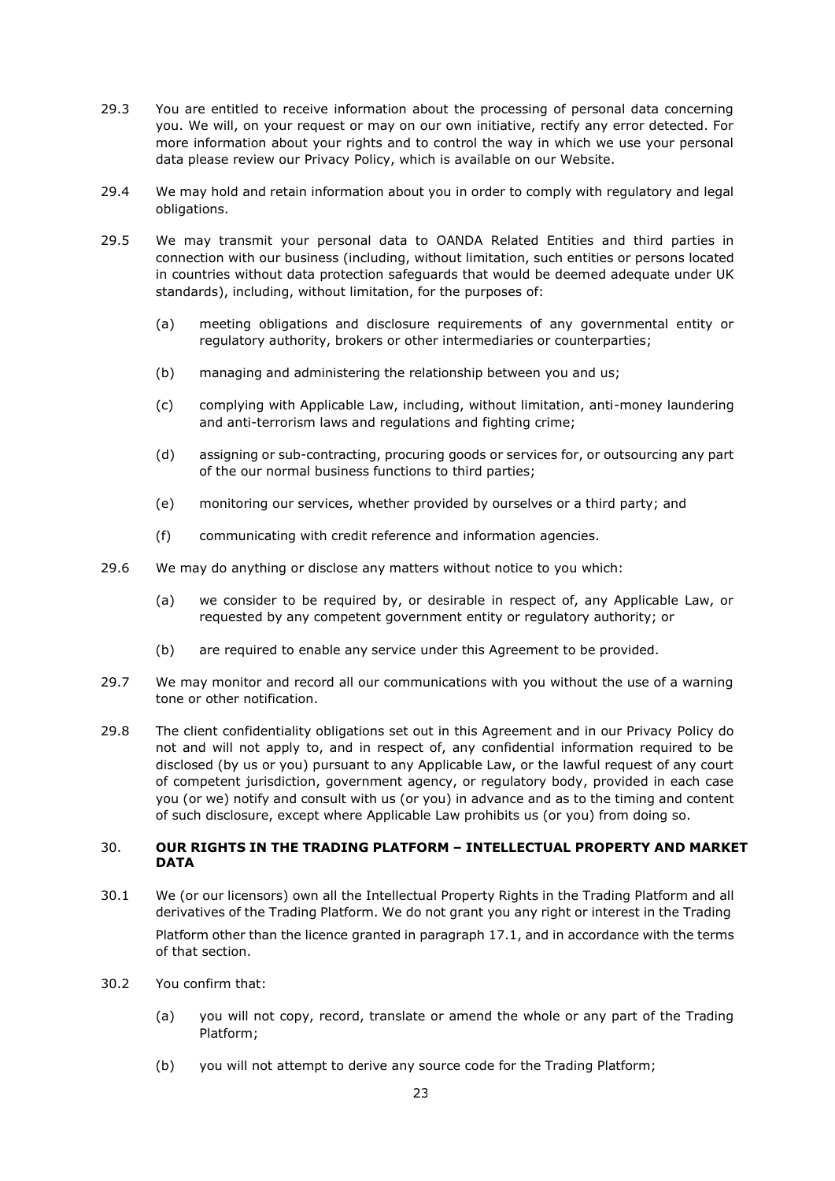29.3 You are entitled to receive information about the processing of personal data concerning you. We will, on your request or may on our own initiative, rectify any error detected. For more information about your rights and to control the way in which we use your personal data please review our Privacy Policy, which is available on our Website.

29.4 We may hold and retain information about you in order to comply with regulatory and legal obligations.

29.5 We may transmit your personal data to OANDA Related Entities and third parties in connection with our business (including, without limitation, such entities or persons located in countries without data protection safeguards that would be deemed adequate under UK standards), including, without limitation, for the purposes of:

(a) meeting obligations and disclosure requirements of any governmental entity or regulatory authority, brokers or other intermediaries or counterparties;

(b) managing and administering the relationship between you and us;

(c) complying with Applicable Law, including, without limitation, anti-money laundering and anti-terrorism laws and regulations and fighting crime;

(d) assigning or sub-contracting, procuring goods or services for, or outsourcing any part of the our normal business functions to third parties;

(e) monitoring our services, whether provided by ourselves or a third party; and

(f) communicating with credit reference and information agencies.

29.6 We may do anything or disclose any matters without notice to you which:

(a) we consider to be required by, or desirable in respect of, any Applicable Law, or requested by any competent government entity or regulatory authority; or

(b) are required to enable any service under this Agreement to be provided.

29.7 We may monitor and record all our communications with you without the use of a warning tone or other notification.

29.8 The client confidentiality obligations set out in this Agreement and in our Privacy Policy do not and will not apply to, and in respect of, any confidential information required to be disclosed (by us or you) pursuant to any Applicable Law, or the lawful request of any court of competent jurisdiction, government agency, or regulatory body, provided in each case you (or we) notify and consult with us (or you) in advance and as to the timing and content of such disclosure, except where Applicable Law prohibits us (or you) from doing so.

## 30. OUR RIGHTS IN THE TRADING PLATFORM – INTELLECTUAL PROPERTY AND MARKET DATA

30.1 We (or our licensors) own all the Intellectual Property Rights in the Trading Platform and all derivatives of the Trading Platform. We do not grant you any right or interest in the Trading Platform other than the licence granted in paragraph 17.1, and in accordance with the terms of that section.

30.2 You confirm that:

(a) you will not copy, record, translate or amend the whole or any part of the Trading Platform;

(b) you will not attempt to derive any source code for the Trading Platform;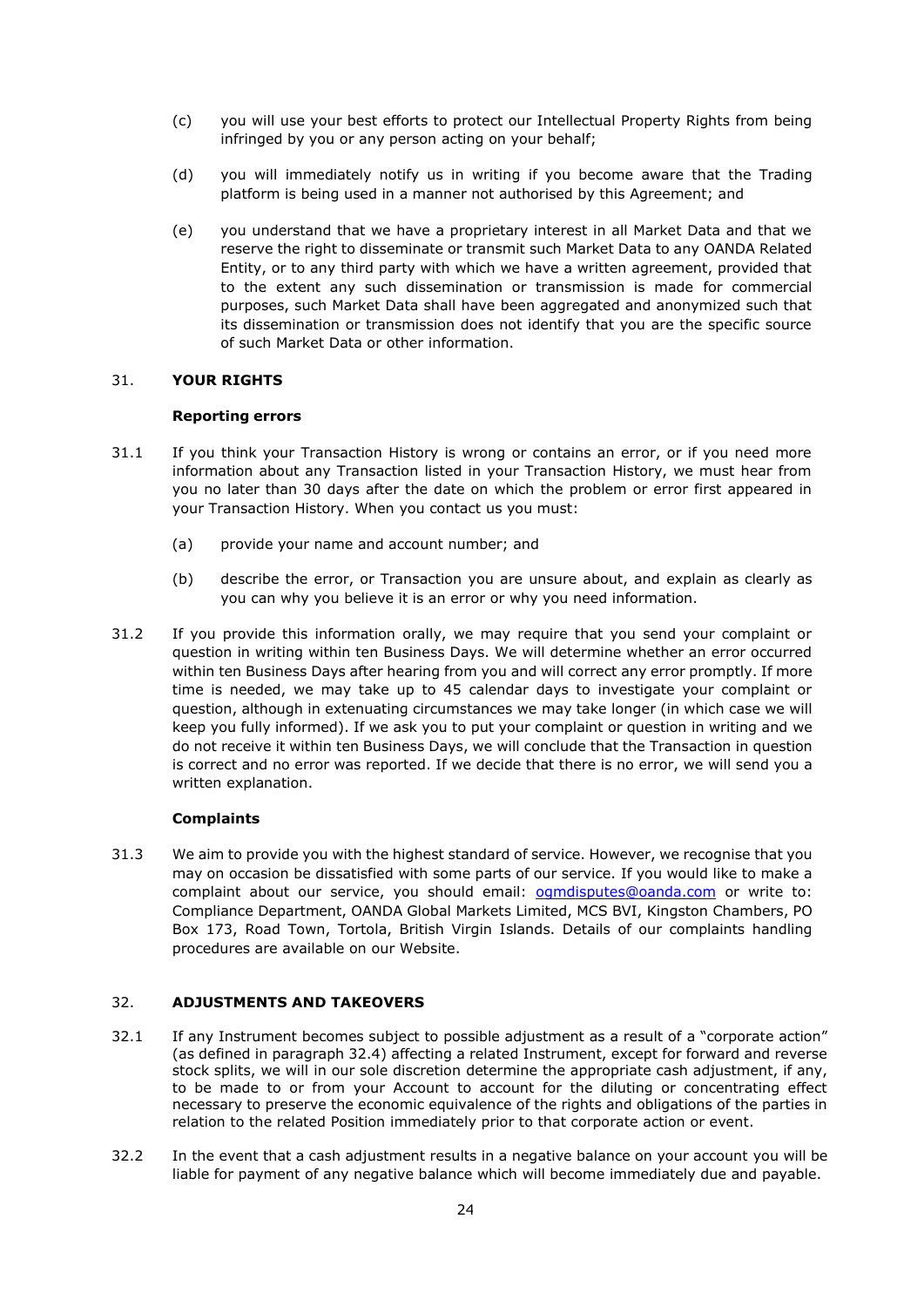(c) you will use your best efforts to protect our Intellectual Property Rights from being infringed by you or any person acting on your behalf;

(d) you will immediately notify us in writing if you become aware that the Trading platform is being used in a manner not authorised by this Agreement; and

(e) you understand that we have a proprietary interest in all Market Data and that we reserve the right to disseminate or transmit such Market Data to any OANDA Related Entity, or to any third party with which we have a written agreement, provided that to the extent any such dissemination or transmission is made for commercial purposes, such Market Data shall have been aggregated and anonymized such that its dissemination or transmission does not identify that you are the specific source of such Market Data or other information.

## 31. YOUR RIGHTS

### Reporting errors

31.1 If you think your Transaction History is wrong or contains an error, or if you need more information about any Transaction listed in your Transaction History, we must hear from you no later than 30 days after the date on which the problem or error first appeared in your Transaction History. When you contact us you must:

(a) provide your name and account number; and

(b) describe the error, or Transaction you are unsure about, and explain as clearly as you can why you believe it is an error or why you need information.

31.2 If you provide this information orally, we may require that you send your complaint or question in writing within ten Business Days. We will determine whether an error occurred within ten Business Days after hearing from you and will correct any error promptly. If more time is needed, we may take up to 45 calendar days to investigate your complaint or question, although in extenuating circumstances we may take longer (in which case we will keep you fully informed). If we ask you to put your complaint or question in writing and we do not receive it within ten Business Days, we will conclude that the Transaction in question is correct and no error was reported. If we decide that there is no error, we will send you a written explanation.

### Complaints

31.3 We aim to provide you with the highest standard of service. However, we recognise that you may on occasion be dissatisfied with some parts of our service. If you would like to make a complaint about our service, you should email: ogmdisputes@oanda.com or write to: Compliance Department, OANDA Global Markets Limited, MCS BVI, Kingston Chambers, PO Box 173, Road Town, Tortola, British Virgin Islands. Details of our complaints handling procedures are available on our Website.

## 32. ADJUSTMENTS AND TAKEOVERS

32.1 If any Instrument becomes subject to possible adjustment as a result of a "corporate action" (as defined in paragraph 32.4) affecting a related Instrument, except for forward and reverse stock splits, we will in our sole discretion determine the appropriate cash adjustment, if any, to be made to or from your Account to account for the diluting or concentrating effect necessary to preserve the economic equivalence of the rights and obligations of the parties in relation to the related Position immediately prior to that corporate action or event.

32.2 In the event that a cash adjustment results in a negative balance on your account you will be liable for payment of any negative balance which will become immediately due and payable.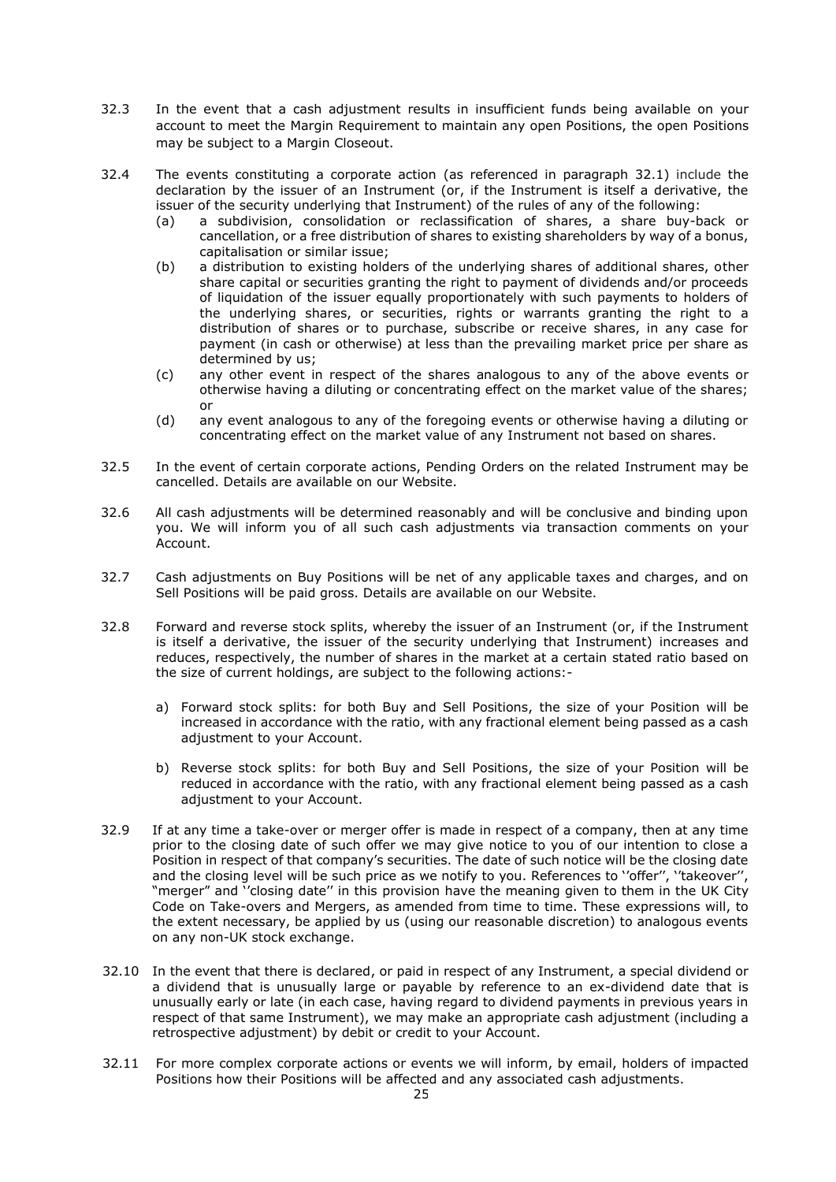32.3 In the event that a cash adjustment results in insufficient funds being available on your account to meet the Margin Requirement to maintain any open Positions, the open Positions may be subject to a Margin Closeout.

32.4 The events constituting a corporate action (as referenced in paragraph 32.1) include the declaration by the issuer of an Instrument (or, if the Instrument is itself a derivative, the issuer of the security underlying that Instrument) of the rules of any of the following:

(a) a subdivision, consolidation or reclassification of shares, a share buy-back or cancellation, or a free distribution of shares to existing shareholders by way of a bonus, capitalisation or similar issue;

(b) a distribution to existing holders of the underlying shares of additional shares, other share capital or securities granting the right to payment of dividends and/or proceeds of liquidation of the issuer equally proportionately with such payments to holders of the underlying shares, or securities, rights or warrants granting the right to a distribution of shares or to purchase, subscribe or receive shares, in any case for payment (in cash or otherwise) at less than the prevailing market price per share as determined by us;

(c) any other event in respect of the shares analogous to any of the above events or otherwise having a diluting or concentrating effect on the market value of the shares; or

(d) any event analogous to any of the foregoing events or otherwise having a diluting or concentrating effect on the market value of any Instrument not based on shares.

32.5 In the event of certain corporate actions, Pending Orders on the related Instrument may be cancelled. Details are available on our Website.

32.6 All cash adjustments will be determined reasonably and will be conclusive and binding upon you. We will inform you of all such cash adjustments via transaction comments on your Account.

32.7 Cash adjustments on Buy Positions will be net of any applicable taxes and charges, and on Sell Positions will be paid gross. Details are available on our Website.

32.8 Forward and reverse stock splits, whereby the issuer of an Instrument (or, if the Instrument is itself a derivative, the issuer of the security underlying that Instrument) increases and reduces, respectively, the number of shares in the market at a certain stated ratio based on the size of current holdings, are subject to the following actions:-

a) Forward stock splits: for both Buy and Sell Positions, the size of your Position will be increased in accordance with the ratio, with any fractional element being passed as a cash adjustment to your Account.

b) Reverse stock splits: for both Buy and Sell Positions, the size of your Position will be reduced in accordance with the ratio, with any fractional element being passed as a cash adjustment to your Account.

32.9 If at any time a take-over or merger offer is made in respect of a company, then at any time prior to the closing date of such offer we may give notice to you of our intention to close a Position in respect of that company's securities. The date of such notice will be the closing date and the closing level will be such price as we notify to you. References to ''offer'', ''takeover'', "merger" and ''closing date'' in this provision have the meaning given to them in the UK City Code on Take-overs and Mergers, as amended from time to time. These expressions will, to the extent necessary, be applied by us (using our reasonable discretion) to analogous events on any non-UK stock exchange.

32.10 In the event that there is declared, or paid in respect of any Instrument, a special dividend or a dividend that is unusually large or payable by reference to an ex-dividend date that is unusually early or late (in each case, having regard to dividend payments in previous years in respect of that same Instrument), we may make an appropriate cash adjustment (including a retrospective adjustment) by debit or credit to your Account.

32.11 For more complex corporate actions or events we will inform, by email, holders of impacted Positions how their Positions will be affected and any associated cash adjustments.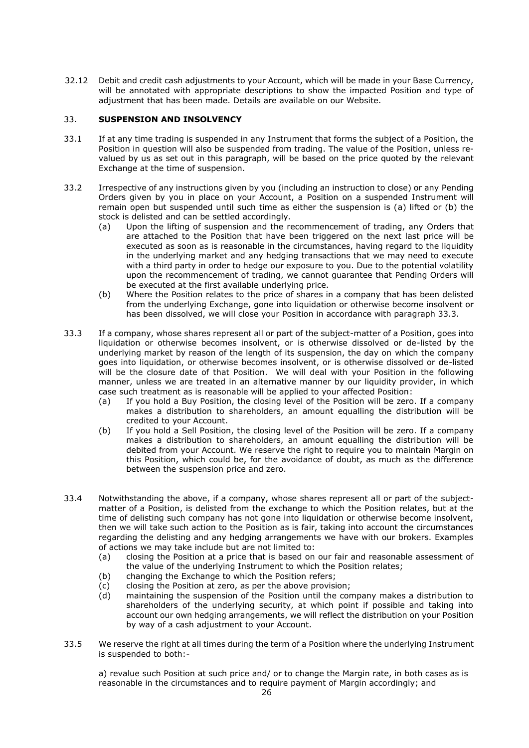32.12 Debit and credit cash adjustments to your Account, which will be made in your Base Currency, will be annotated with appropriate descriptions to show the impacted Position and type of adjustment that has been made. Details are available on our Website.

## 33. SUSPENSION AND INSOLVENCY

33.1 If at any time trading is suspended in any Instrument that forms the subject of a Position, the Position in question will also be suspended from trading. The value of the Position, unless re-valued by us as set out in this paragraph, will be based on the price quoted by the relevant Exchange at the time of suspension.

33.2 Irrespective of any instructions given by you (including an instruction to close) or any Pending Orders given by you in place on your Account, a Position on a suspended Instrument will remain open but suspended until such time as either the suspension is (a) lifted or (b) the stock is delisted and can be settled accordingly.

(a) Upon the lifting of suspension and the recommencement of trading, any Orders that are attached to the Position that have been triggered on the next last price will be executed as soon as is reasonable in the circumstances, having regard to the liquidity in the underlying market and any hedging transactions that we may need to execute with a third party in order to hedge our exposure to you. Due to the potential volatility upon the recommencement of trading, we cannot guarantee that Pending Orders will be executed at the first available underlying price.

(b) Where the Position relates to the price of shares in a company that has been delisted from the underlying Exchange, gone into liquidation or otherwise become insolvent or has been dissolved, we will close your Position in accordance with paragraph 33.3.

33.3 If a company, whose shares represent all or part of the subject-matter of a Position, goes into liquidation or otherwise becomes insolvent, or is otherwise dissolved or de-listed by the underlying market by reason of the length of its suspension, the day on which the company goes into liquidation, or otherwise becomes insolvent, or is otherwise dissolved or de-listed will be the closure date of that Position. We will deal with your Position in the following manner, unless we are treated in an alternative manner by our liquidity provider, in which case such treatment as is reasonable will be applied to your affected Position:

(a) If you hold a Buy Position, the closing level of the Position will be zero. If a company makes a distribution to shareholders, an amount equalling the distribution will be credited to your Account.

(b) If you hold a Sell Position, the closing level of the Position will be zero. If a company makes a distribution to shareholders, an amount equalling the distribution will be debited from your Account. We reserve the right to require you to maintain Margin on this Position, which could be, for the avoidance of doubt, as much as the difference between the suspension price and zero.

33.4 Notwithstanding the above, if a company, whose shares represent all or part of the subject-matter of a Position, is delisted from the exchange to which the Position relates, but at the time of delisting such company has not gone into liquidation or otherwise become insolvent, then we will take such action to the Position as is fair, taking into account the circumstances regarding the delisting and any hedging arrangements we have with our brokers. Examples of actions we may take include but are not limited to:

(a) closing the Position at a price that is based on our fair and reasonable assessment of the value of the underlying Instrument to which the Position relates;

(b) changing the Exchange to which the Position refers;

(c) closing the Position at zero, as per the above provision;

(d) maintaining the suspension of the Position until the company makes a distribution to shareholders of the underlying security, at which point if possible and taking into account our own hedging arrangements, we will reflect the distribution on your Position by way of a cash adjustment to your Account.

33.5 We reserve the right at all times during the term of a Position where the underlying Instrument is suspended to both:-

a) revalue such Position at such price and/ or to change the Margin rate, in both cases as is reasonable in the circumstances and to require payment of Margin accordingly; and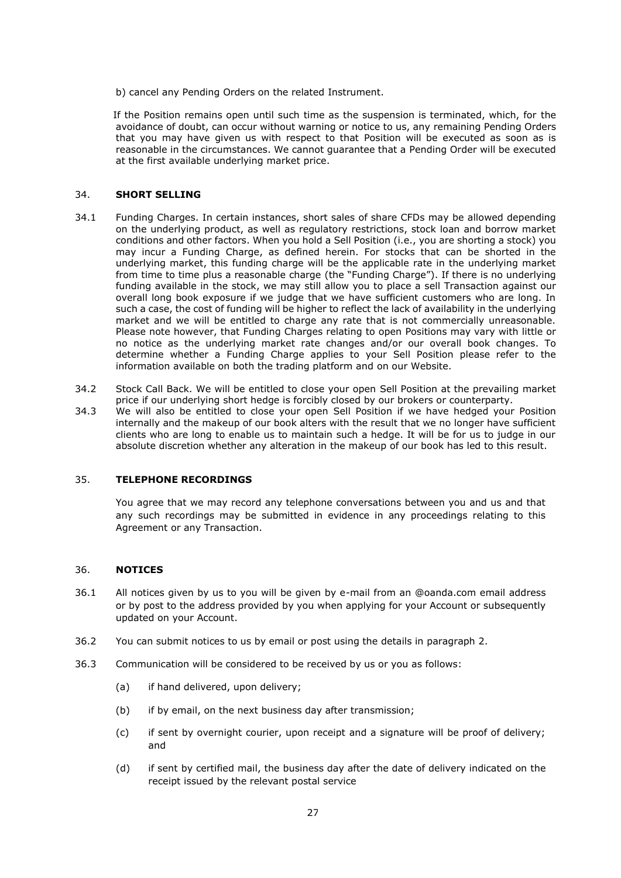b) cancel any Pending Orders on the related Instrument.

If the Position remains open until such time as the suspension is terminated, which, for the avoidance of doubt, can occur without warning or notice to us, any remaining Pending Orders that you may have given us with respect to that Position will be executed as soon as is reasonable in the circumstances. We cannot guarantee that a Pending Order will be executed at the first available underlying market price.

## 34. SHORT SELLING

34.1 Funding Charges. In certain instances, short sales of share CFDs may be allowed depending on the underlying product, as well as regulatory restrictions, stock loan and borrow market conditions and other factors. When you hold a Sell Position (i.e., you are shorting a stock) you may incur a Funding Charge, as defined herein. For stocks that can be shorted in the underlying market, this funding charge will be the applicable rate in the underlying market from time to time plus a reasonable charge (the "Funding Charge"). If there is no underlying funding available in the stock, we may still allow you to place a sell Transaction against our overall long book exposure if we judge that we have sufficient customers who are long. In such a case, the cost of funding will be higher to reflect the lack of availability in the underlying market and we will be entitled to charge any rate that is not commercially unreasonable. Please note however, that Funding Charges relating to open Positions may vary with little or no notice as the underlying market rate changes and/or our overall book changes. To determine whether a Funding Charge applies to your Sell Position please refer to the information available on both the trading platform and on our Website.

34.2 Stock Call Back. We will be entitled to close your open Sell Position at the prevailing market price if our underlying short hedge is forcibly closed by our brokers or counterparty.

34.3 We will also be entitled to close your open Sell Position if we have hedged your Position internally and the makeup of our book alters with the result that we no longer have sufficient clients who are long to enable us to maintain such a hedge. It will be for us to judge in our absolute discretion whether any alteration in the makeup of our book has led to this result.

## 35. TELEPHONE RECORDINGS

You agree that we may record any telephone conversations between you and us and that any such recordings may be submitted in evidence in any proceedings relating to this Agreement or any Transaction.

## 36. NOTICES

36.1 All notices given by us to you will be given by e-mail from an @oanda.com email address or by post to the address provided by you when applying for your Account or subsequently updated on your Account.

36.2 You can submit notices to us by email or post using the details in paragraph 2.

36.3 Communication will be considered to be received by us or you as follows:

(a) if hand delivered, upon delivery;

(b) if by email, on the next business day after transmission;

(c) if sent by overnight courier, upon receipt and a signature will be proof of delivery; and

(d) if sent by certified mail, the business day after the date of delivery indicated on the receipt issued by the relevant postal service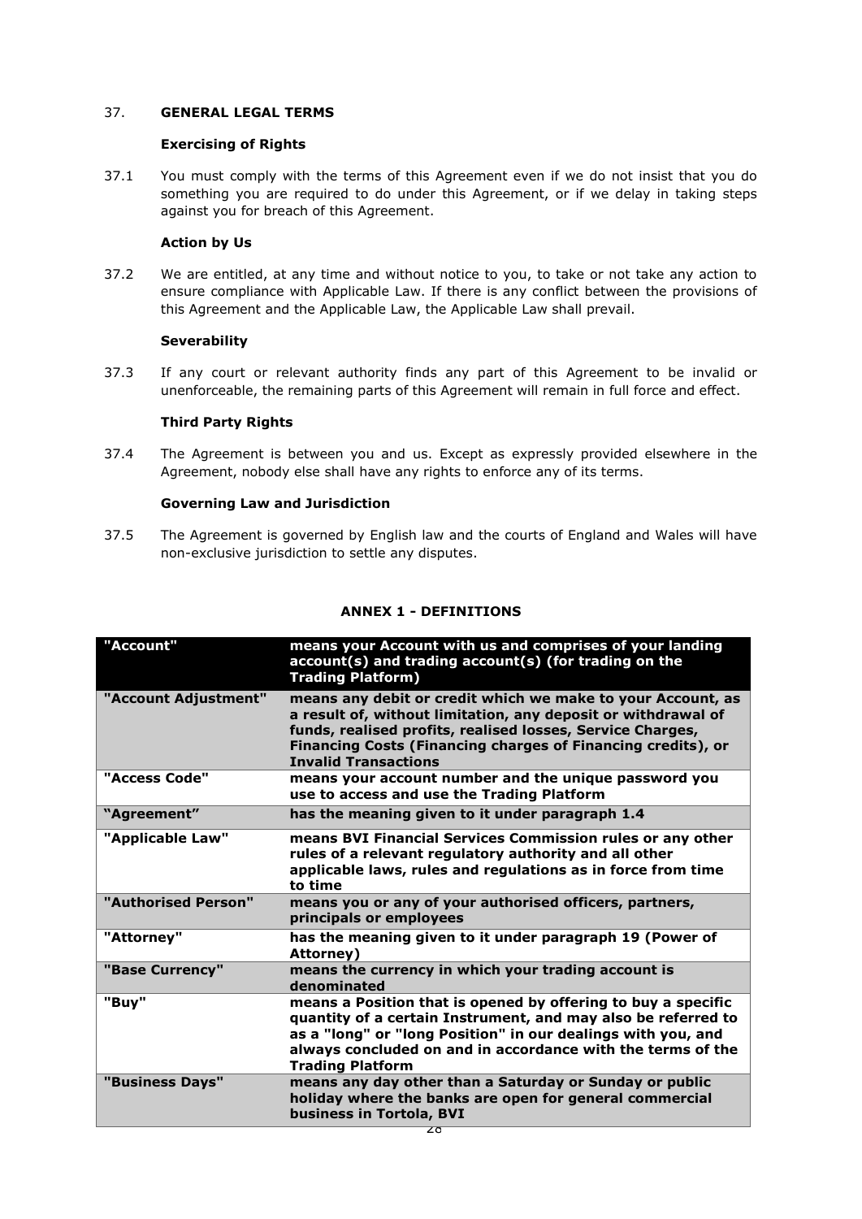## 37. GENERAL LEGAL TERMS

### Exercising of Rights

37.1 You must comply with the terms of this Agreement even if we do not insist that you do something you are required to do under this Agreement, or if we delay in taking steps against you for breach of this Agreement.

### Action by Us

37.2 We are entitled, at any time and without notice to you, to take or not take any action to ensure compliance with Applicable Law. If there is any conflict between the provisions of this Agreement and the Applicable Law, the Applicable Law shall prevail.

### Severability

37.3 If any court or relevant authority finds any part of this Agreement to be invalid or unenforceable, the remaining parts of this Agreement will remain in full force and effect.

### Third Party Rights

37.4 The Agreement is between you and us. Except as expressly provided elsewhere in the Agreement, nobody else shall have any rights to enforce any of its terms.

### Governing Law and Jurisdiction

37.5 The Agreement is governed by English law and the courts of England and Wales will have non-exclusive jurisdiction to settle any disputes.

## ANNEX 1 - DEFINITIONS

| "Account" | means your Account with us and comprises of your landing account(s) and trading account(s) (for trading on the Trading Platform) |
|---|---|
| "Account Adjustment" | means any debit or credit which we make to your Account, as a result of, without limitation, any deposit or withdrawal of funds, realised profits, realised losses, Service Charges, Financing Costs (Financing charges of Financing credits), or Invalid Transactions |
| "Access Code" | means your account number and the unique password you use to access and use the Trading Platform |
| "Agreement" | has the meaning given to it under paragraph 1.4 |
| "Applicable Law" | means BVI Financial Services Commission rules or any other rules of a relevant regulatory authority and all other applicable laws, rules and regulations as in force from time to time |
| "Authorised Person" | means you or any of your authorised officers, partners, principals or employees |
| "Attorney" | has the meaning given to it under paragraph 19 (Power of Attorney) |
| "Base Currency" | means the currency in which your trading account is denominated |
| "Buy" | means a Position that is opened by offering to buy a specific quantity of a certain Instrument, and may also be referred to as a "long" or "long Position" in our dealings with you, and always concluded on and in accordance with the terms of the Trading Platform |
| "Business Days" | means any day other than a Saturday or Sunday or public holiday where the banks are open for general commercial business in Tortola, BVI |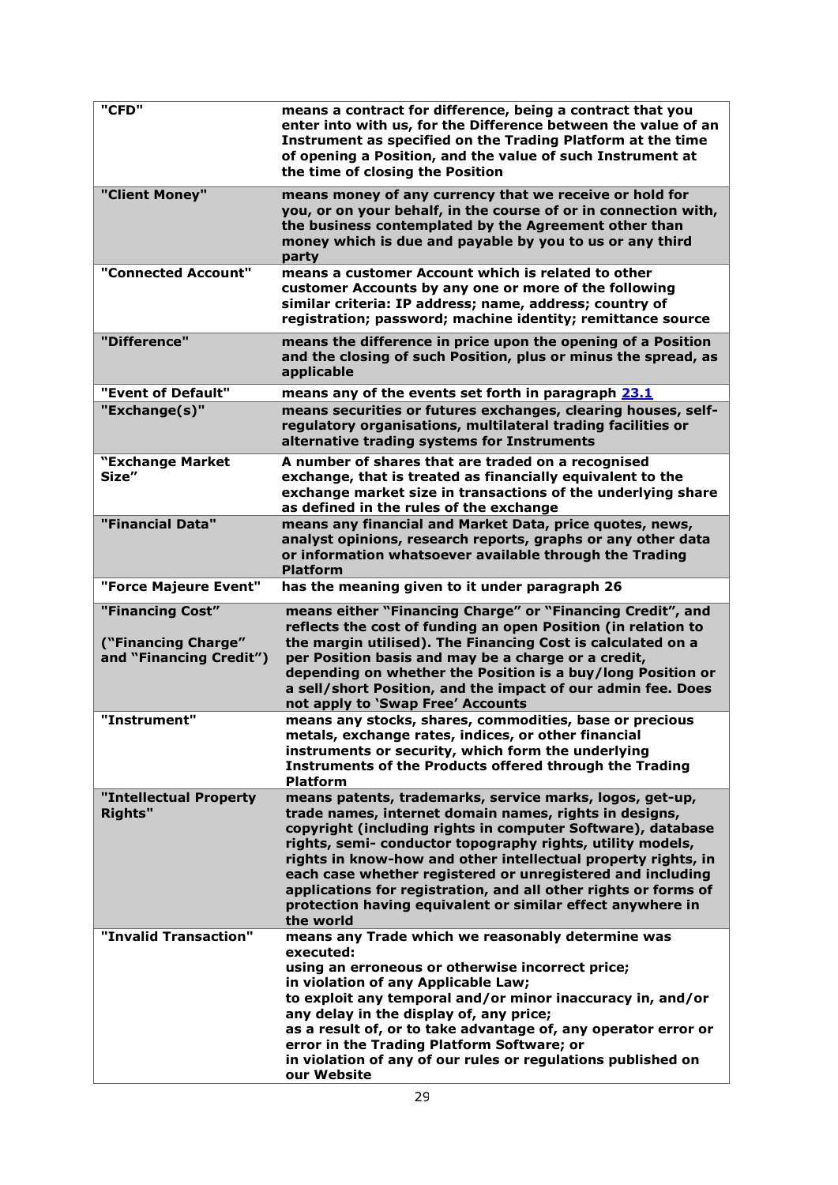| | |
|---|---|
| **"CFD"** | **means a contract for difference, being a contract that you enter into with us, for the Difference between the value of an Instrument as specified on the Trading Platform at the time of opening a Position, and the value of such Instrument at the time of closing the Position** |
| **"Client Money"** | **means money of any currency that we receive or hold for you, or on your behalf, in the course of or in connection with, the business contemplated by the Agreement other than money which is due and payable by you to us or any third party** |
| **"Connected Account"** | **means a customer Account which is related to other customer Accounts by any one or more of the following similar criteria: IP address; name, address; country of registration; password; machine identity; remittance source** |
| **"Difference"** | **means the difference in price upon the opening of a Position and the closing of such Position, plus or minus the spread, as applicable** |
| **"Event of Default"** | **means any of the events set forth in paragraph 23.1** |
| **"Exchange(s)"** | **means securities or futures exchanges, clearing houses, self-regulatory organisations, multilateral trading facilities or alternative trading systems for Instruments** |
| **"Exchange Market Size"** | **A number of shares that are traded on a recognised exchange, that is treated as financially equivalent to the exchange market size in transactions of the underlying share as defined in the rules of the exchange** |
| **"Financial Data"** | **means any financial and Market Data, price quotes, news, analyst opinions, research reports, graphs or any other data or information whatsoever available through the Trading Platform** |
| **"Force Majeure Event"** | **has the meaning given to it under paragraph 26** |
| **"Financing Cost"**<br><br>**("Financing Charge" and "Financing Credit")** | **means either "Financing Charge" or "Financing Credit", and reflects the cost of funding an open Position (in relation to the margin utilised). The Financing Cost is calculated on a per Position basis and may be a charge or a credit, depending on whether the Position is a buy/long Position or a sell/short Position, and the impact of our admin fee. Does not apply to 'Swap Free' Accounts** |
| **"Instrument"** | **means any stocks, shares, commodities, base or precious metals, exchange rates, indices, or other financial instruments or security, which form the underlying Instruments of the Products offered through the Trading Platform** |
| **"Intellectual Property Rights"** | **means patents, trademarks, service marks, logos, get-up, trade names, internet domain names, rights in designs, copyright (including rights in computer Software), database rights, semi- conductor topography rights, utility models, rights in know-how and other intellectual property rights, in each case whether registered or unregistered and including applications for registration, and all other rights or forms of protection having equivalent or similar effect anywhere in the world** |
| **"Invalid Transaction"** | **means any Trade which we reasonably determine was executed:**<br>**using an erroneous or otherwise incorrect price;**<br>**in violation of any Applicable Law;**<br>**to exploit any temporal and/or minor inaccuracy in, and/or any delay in the display of, any price;**<br>**as a result of, or to take advantage of, any operator error or error in the Trading Platform Software; or**<br>**in violation of any of our rules or regulations published on our Website** |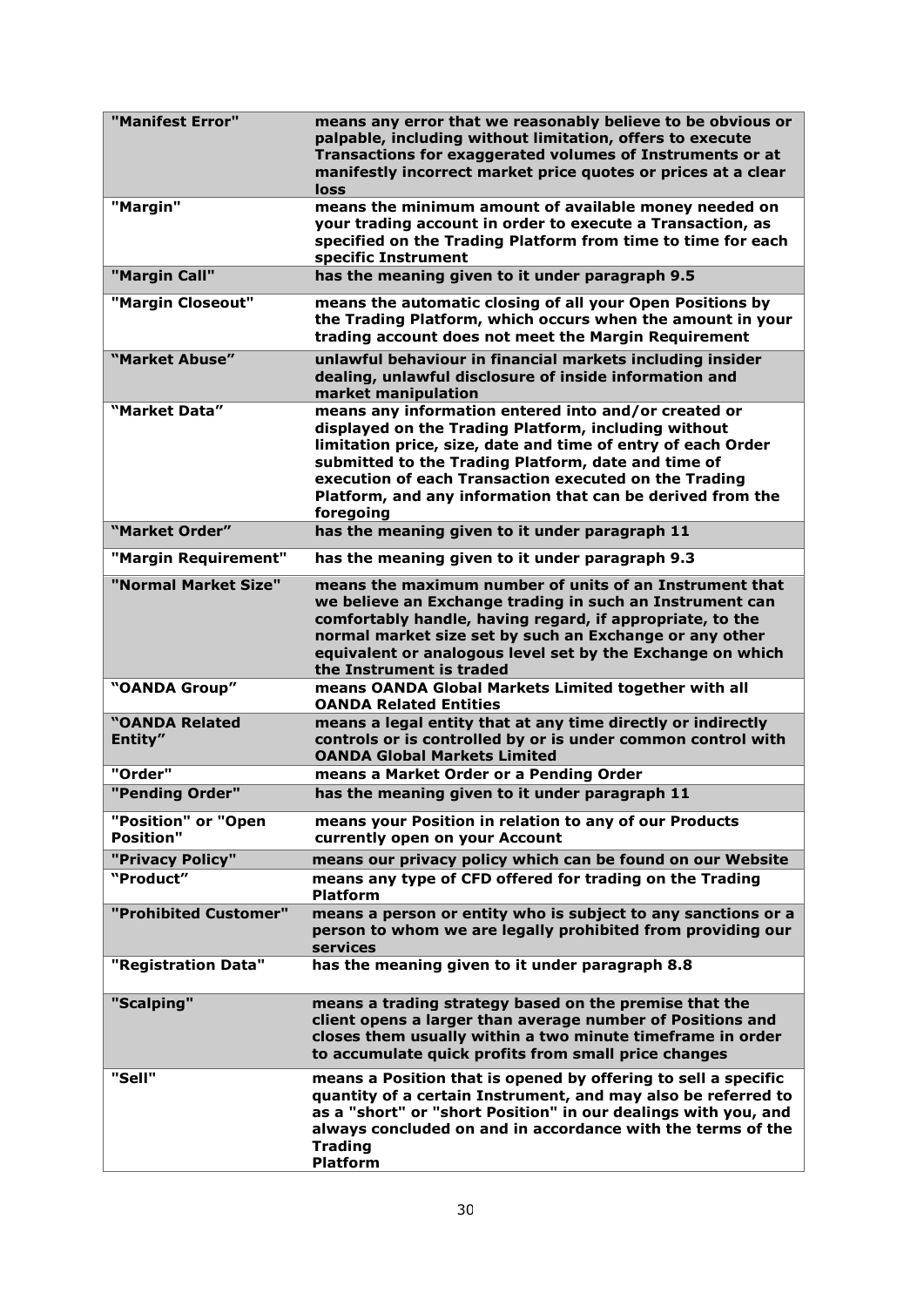| | |
|---|---|
| **"Manifest Error"** | **means any error that we reasonably believe to be obvious or palpable, including without limitation, offers to execute Transactions for exaggerated volumes of Instruments or at manifestly incorrect market price quotes or prices at a clear loss** |
| **"Margin"** | **means the minimum amount of available money needed on your trading account in order to execute a Transaction, as specified on the Trading Platform from time to time for each specific Instrument** |
| **"Margin Call"** | **has the meaning given to it under paragraph 9.5** |
| **"Margin Closeout"** | **means the automatic closing of all your Open Positions by the Trading Platform, which occurs when the amount in your trading account does not meet the Margin Requirement** |
| **"Market Abuse"** | **unlawful behaviour in financial markets including insider dealing, unlawful disclosure of inside information and market manipulation** |
| **"Market Data"** | **means any information entered into and/or created or displayed on the Trading Platform, including without limitation price, size, date and time of entry of each Order submitted to the Trading Platform, date and time of execution of each Transaction executed on the Trading Platform, and any information that can be derived from the foregoing** |
| **"Market Order"** | **has the meaning given to it under paragraph 11** |
| **"Margin Requirement"** | **has the meaning given to it under paragraph 9.3** |
| **"Normal Market Size"** | **means the maximum number of units of an Instrument that we believe an Exchange trading in such an Instrument can comfortably handle, having regard, if appropriate, to the normal market size set by such an Exchange or any other equivalent or analogous level set by the Exchange on which the Instrument is traded** |
| **"OANDA Group"** | **means OANDA Global Markets Limited together with all OANDA Related Entities** |
| **"OANDA Related Entity"** | **means a legal entity that at any time directly or indirectly controls or is controlled by or is under common control with OANDA Global Markets Limited** |
| **"Order"** | **means a Market Order or a Pending Order** |
| **"Pending Order"** | **has the meaning given to it under paragraph 11** |
| **"Position" or "Open Position"** | **means your Position in relation to any of our Products currently open on your Account** |
| **"Privacy Policy"** | **means our privacy policy which can be found on our Website** |
| **"Product"** | **means any type of CFD offered for trading on the Trading Platform** |
| **"Prohibited Customer"** | **means a person or entity who is subject to any sanctions or a person to whom we are legally prohibited from providing our services** |
| **"Registration Data"** | **has the meaning given to it under paragraph 8.8** |
| **"Scalping"** | **means a trading strategy based on the premise that the client opens a larger than average number of Positions and closes them usually within a two minute timeframe in order to accumulate quick profits from small price changes** |
| **"Sell"** | **means a Position that is opened by offering to sell a specific quantity of a certain Instrument, and may also be referred to as a "short" or "short Position" in our dealings with you, and always concluded on and in accordance with the terms of the Trading Platform** |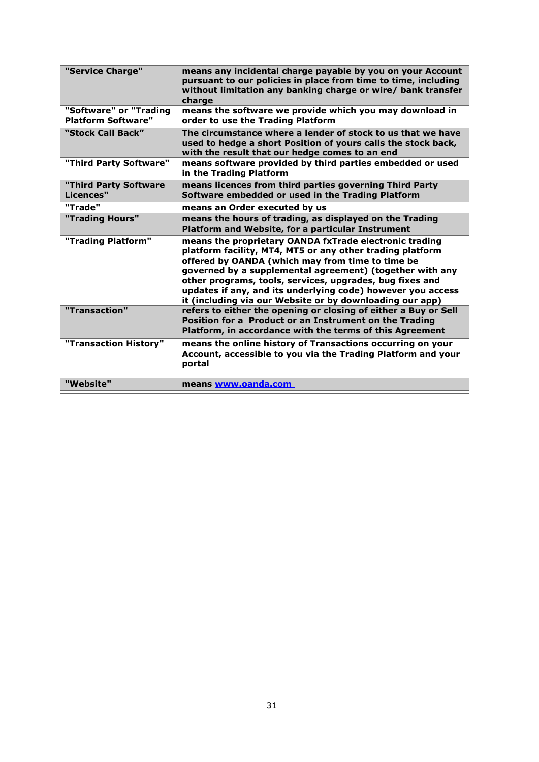| | |
|---|---|
| **"Service Charge"** | **means any incidental charge payable by you on your Account pursuant to our policies in place from time to time, including without limitation any banking charge or wire/ bank transfer charge** |
| **"Software" or "Trading Platform Software"** | **means the software we provide which you may download in order to use the Trading Platform** |
| **"Stock Call Back"** | **The circumstance where a lender of stock to us that we have used to hedge a short Position of yours calls the stock back, with the result that our hedge comes to an end** |
| **"Third Party Software"** | **means software provided by third parties embedded or used in the Trading Platform** |
| **"Third Party Software Licences"** | **means licences from third parties governing Third Party Software embedded or used in the Trading Platform** |
| **"Trade"** | **means an Order executed by us** |
| **"Trading Hours"** | **means the hours of trading, as displayed on the Trading Platform and Website, for a particular Instrument** |
| **"Trading Platform"** | **means the proprietary OANDA fxTrade electronic trading platform facility, MT4, MT5 or any other trading platform offered by OANDA (which may from time to time be governed by a supplemental agreement) (together with any other programs, tools, services, upgrades, bug fixes and updates if any, and its underlying code) however you access it (including via our Website or by downloading our app)** |
| **"Transaction"** | **refers to either the opening or closing of either a Buy or Sell Position for a Product or an Instrument on the Trading Platform, in accordance with the terms of this Agreement** |
| **"Transaction History"** | **means the online history of Transactions occurring on your Account, accessible to you via the Trading Platform and your portal** |
| **"Website"** | **means [www.oanda.com](http://www.oanda.com)** |